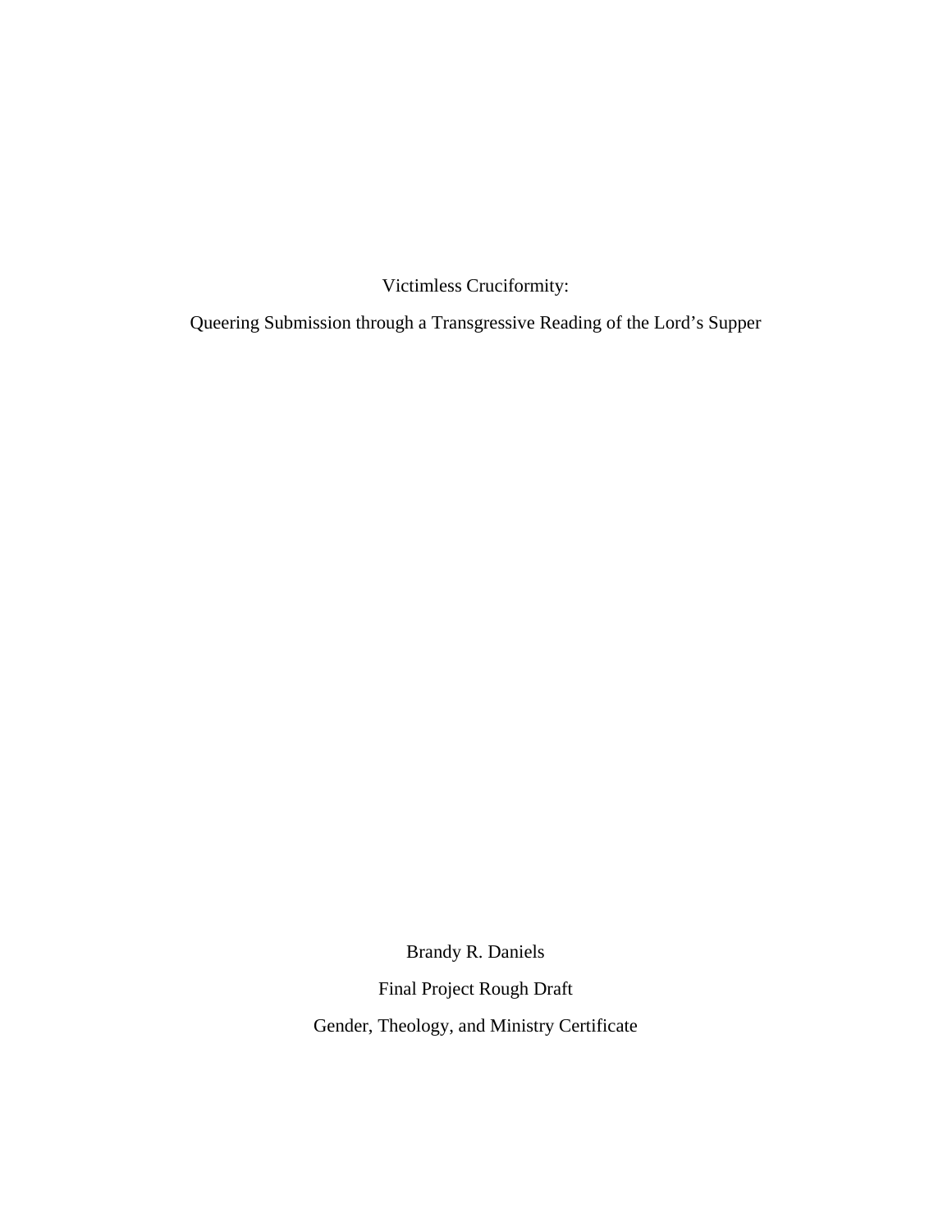# Victimless Cruciformity:

## Queering Submission through a Transgressive Reading of the Lord's Supper

Brandy R. Daniels

Final Project Rough Draft

Gender, Theology, and Ministry Certificate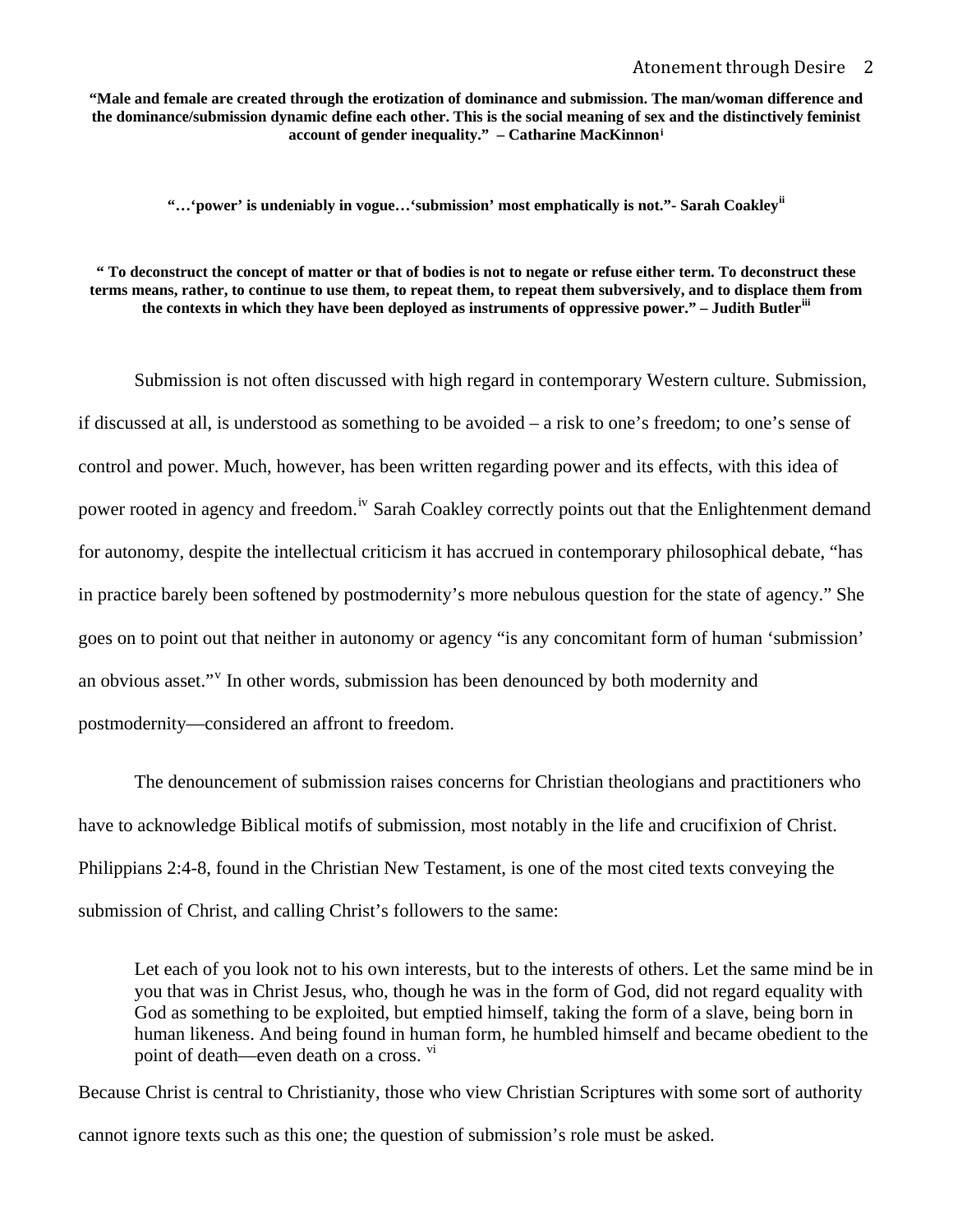**"Male and female are created through the erotization of dominance and submission. The man/woman difference and the dominance/submission dynamic define each other. This is the social meaning of sex and the distinctively feminist account of gender inequality." – Catharine MacKinnon[i]**

**"…'power' is undeniably in vogue…'submission' most emphatically is not."- Sarah Coakley[ii]**

**" To deconstruct the concept of matter or that of bodies is not to negate or refuse either term. To deconstruct these terms means, rather, to continue to use them, to repeat them, to repeat them subversively, and to displace them from the contexts in which they have been deployed as instruments of oppressive power." – Judith Butler[iii]**

Submission is not often discussed with high regard in contemporary Western culture. Submission, if discussed at all, is understood as something to be avoided – a risk to one's freedom; to one's sense of control and power. Much, however, has been written regarding power and its effects, with this idea of power rooted in agency and freedom.[iv] Sarah Coakley correctly points out that the Enlightenment demand for autonomy, despite the intellectual criticism it has accrued in contemporary philosophical debate, "has in practice barely been softened by postmodernity's more nebulous question for the state of agency." She goes on to point out that neither in autonomy or agency "is any concomitant form of human 'submission' an obvious asset."[v] In other words, submission has been denounced by both modernity and postmodernity—considered an affront to freedom.

The denouncement of submission raises concerns for Christian theologians and practitioners who have to acknowledge Biblical motifs of submission, most notably in the life and crucifixion of Christ. Philippians 2:4-8, found in the Christian New Testament, is one of the most cited texts conveying the submission of Christ, and calling Christ's followers to the same:

> Let each of you look not to his own interests, but to the interests of others. Let the same mind be in you that was in Christ Jesus, who, though he was in the form of God, did not regard equality with God as something to be exploited, but emptied himself, taking the form of a slave, being born in human likeness. And being found in human form, he humbled himself and became obedient to the point of death—even death on a cross. [vi]

Because Christ is central to Christianity, those who view Christian Scriptures with some sort of authority cannot ignore texts such as this one; the question of submission's role must be asked.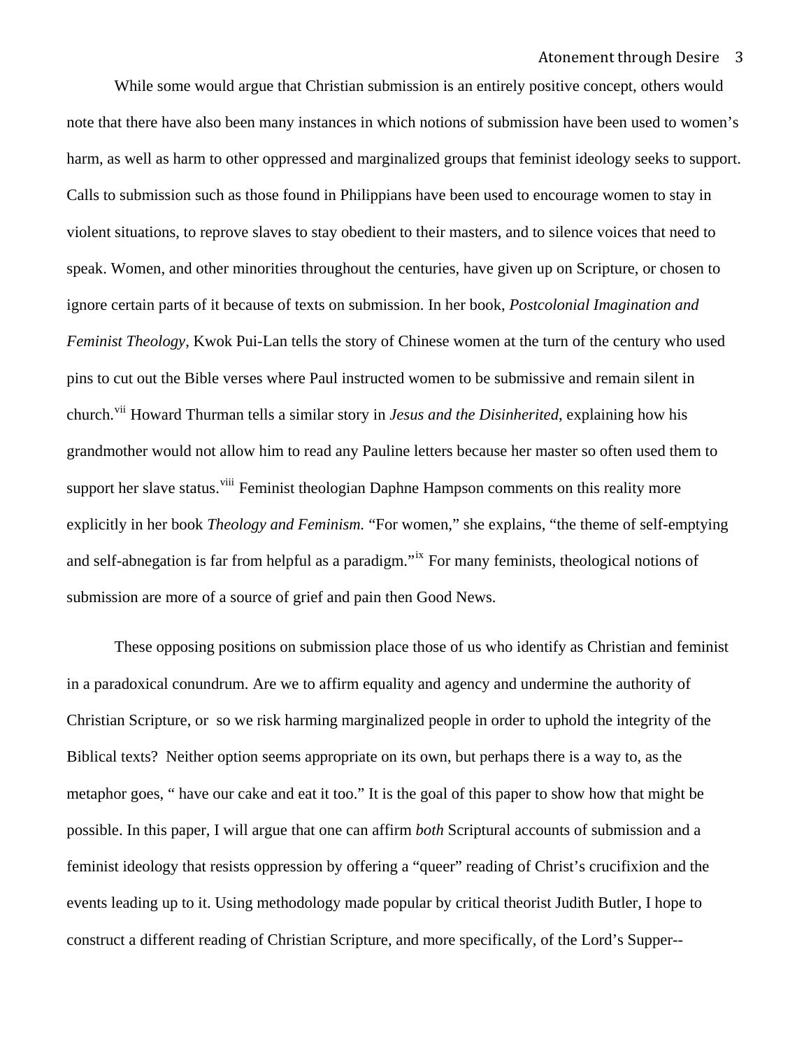While some would argue that Christian submission is an entirely positive concept, others would note that there have also been many instances in which notions of submission have been used to women's harm, as well as harm to other oppressed and marginalized groups that feminist ideology seeks to support. Calls to submission such as those found in Philippians have been used to encourage women to stay in violent situations, to reprove slaves to stay obedient to their masters, and to silence voices that need to speak. Women, and other minorities throughout the centuries, have given up on Scripture, or chosen to ignore certain parts of it because of texts on submission. In her book, *Postcolonial Imagination and Feminist Theology*, Kwok Pui-Lan tells the story of Chinese women at the turn of the century who used pins to cut out the Bible verses where Paul instructed women to be submissive and remain silent in church.[vii] Howard Thurman tells a similar story in *Jesus and the Disinherited*, explaining how his grandmother would not allow him to read any Pauline letters because her master so often used them to support her slave status.[viii] Feminist theologian Daphne Hampson comments on this reality more explicitly in her book *Theology and Feminism.* "For women," she explains, "the theme of self-emptying and self-abnegation is far from helpful as a paradigm."[ix] For many feminists, theological notions of submission are more of a source of grief and pain then Good News.

These opposing positions on submission place those of us who identify as Christian and feminist in a paradoxical conundrum. Are we to affirm equality and agency and undermine the authority of Christian Scripture, or  so we risk harming marginalized people in order to uphold the integrity of the Biblical texts?  Neither option seems appropriate on its own, but perhaps there is a way to, as the metaphor goes, " have our cake and eat it too." It is the goal of this paper to show how that might be possible. In this paper, I will argue that one can affirm *both* Scriptural accounts of submission and a feminist ideology that resists oppression by offering a "queer" reading of Christ's crucifixion and the events leading up to it. Using methodology made popular by critical theorist Judith Butler, I hope to construct a different reading of Christian Scripture, and more specifically, of the Lord's Supper--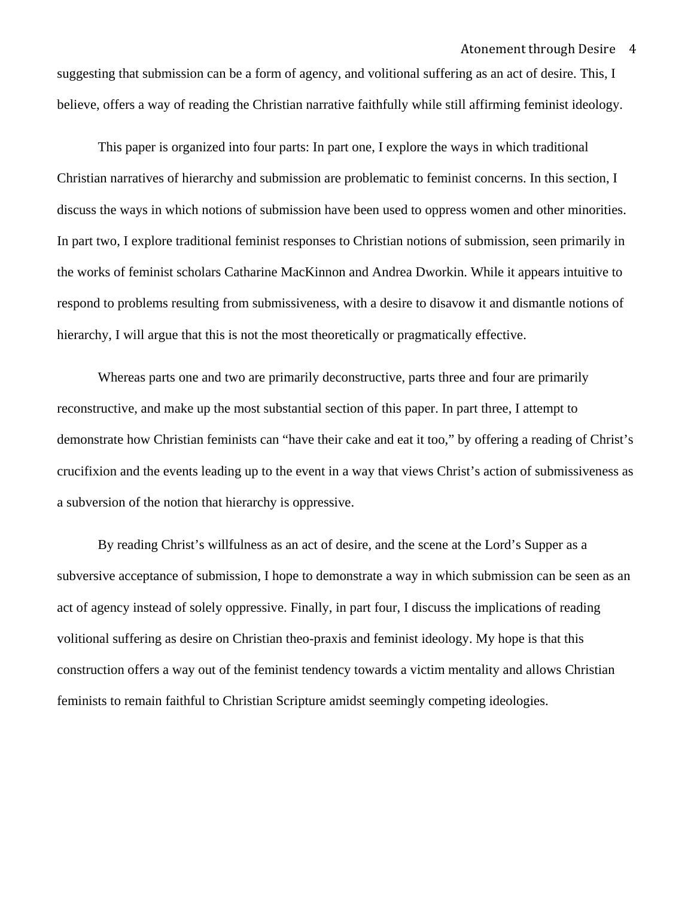suggesting that submission can be a form of agency, and volitional suffering as an act of desire. This, I believe, offers a way of reading the Christian narrative faithfully while still affirming feminist ideology.

This paper is organized into four parts: In part one, I explore the ways in which traditional Christian narratives of hierarchy and submission are problematic to feminist concerns. In this section, I discuss the ways in which notions of submission have been used to oppress women and other minorities. In part two, I explore traditional feminist responses to Christian notions of submission, seen primarily in the works of feminist scholars Catharine MacKinnon and Andrea Dworkin. While it appears intuitive to respond to problems resulting from submissiveness, with a desire to disavow it and dismantle notions of hierarchy, I will argue that this is not the most theoretically or pragmatically effective.

Whereas parts one and two are primarily deconstructive, parts three and four are primarily reconstructive, and make up the most substantial section of this paper. In part three, I attempt to demonstrate how Christian feminists can "have their cake and eat it too," by offering a reading of Christ's crucifixion and the events leading up to the event in a way that views Christ's action of submissiveness as a subversion of the notion that hierarchy is oppressive.

By reading Christ's willfulness as an act of desire, and the scene at the Lord's Supper as a subversive acceptance of submission, I hope to demonstrate a way in which submission can be seen as an act of agency instead of solely oppressive. Finally, in part four, I discuss the implications of reading volitional suffering as desire on Christian theo-praxis and feminist ideology. My hope is that this construction offers a way out of the feminist tendency towards a victim mentality and allows Christian feminists to remain faithful to Christian Scripture amidst seemingly competing ideologies.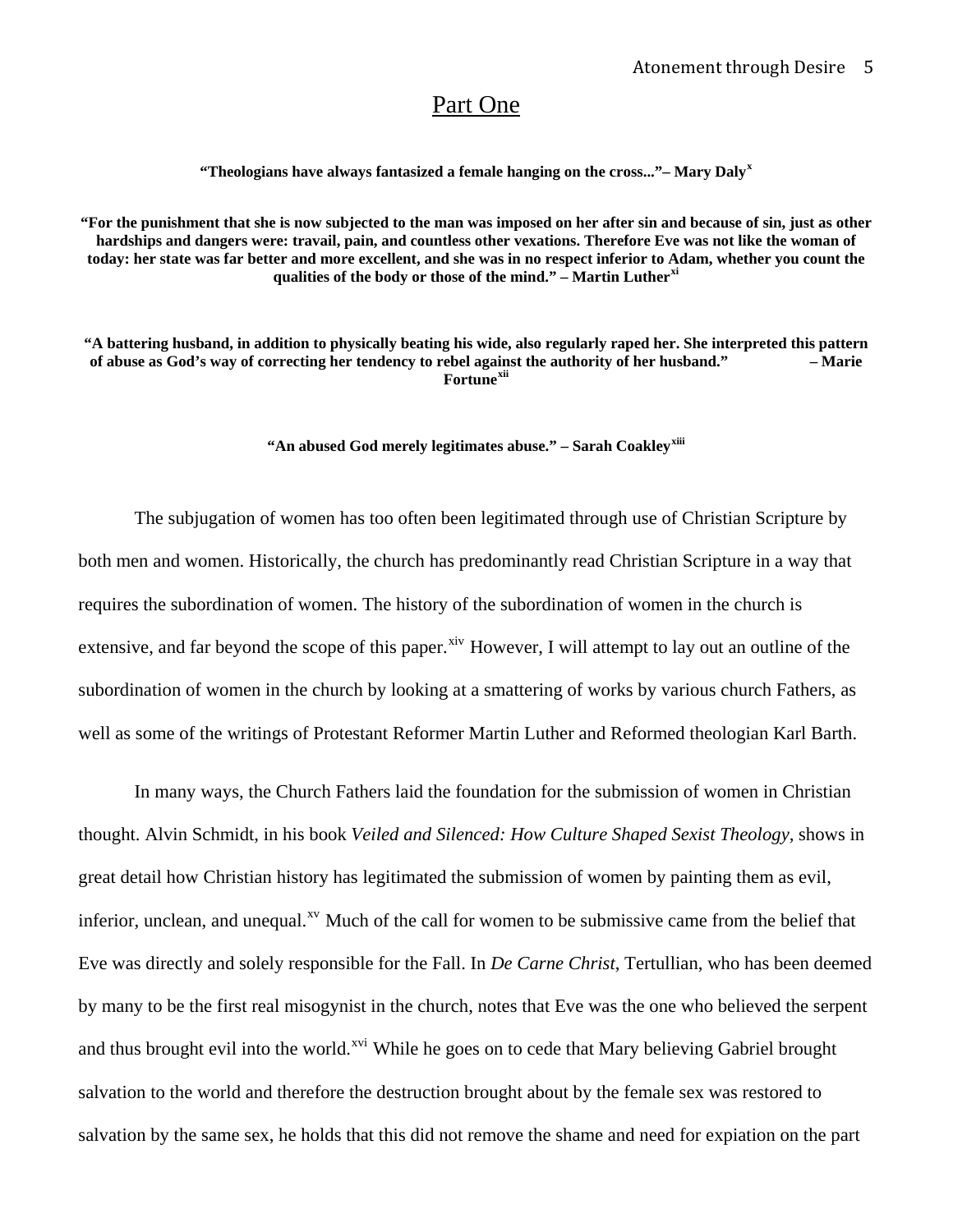# Part One

**"Theologians have always fantasized a female hanging on the cross..."– Mary Daly**[x]

**"For the punishment that she is now subjected to the man was imposed on her after sin and because of sin, just as other hardships and dangers were: travail, pain, and countless other vexations. Therefore Eve was not like the woman of today: her state was far better and more excellent, and she was in no respect inferior to Adam, whether you count the qualities of the body or those of the mind." – Martin Luther**[xi]

**"A battering husband, in addition to physically beating his wide, also regularly raped her. She interpreted this pattern of abuse as God's way of correcting her tendency to rebel against the authority of her husband." – Marie Fortune**[xii]

**"An abused God merely legitimates abuse." – Sarah Coakley**[xiii]

The subjugation of women has too often been legitimated through use of Christian Scripture by both men and women. Historically, the church has predominantly read Christian Scripture in a way that requires the subordination of women. The history of the subordination of women in the church is extensive, and far beyond the scope of this paper.[xiv] However, I will attempt to lay out an outline of the subordination of women in the church by looking at a smattering of works by various church Fathers, as well as some of the writings of Protestant Reformer Martin Luther and Reformed theologian Karl Barth.

In many ways, the Church Fathers laid the foundation for the submission of women in Christian thought. Alvin Schmidt, in his book *Veiled and Silenced: How Culture Shaped Sexist Theology*, shows in great detail how Christian history has legitimated the submission of women by painting them as evil, inferior, unclean, and unequal.[xv] Much of the call for women to be submissive came from the belief that Eve was directly and solely responsible for the Fall. In *De Carne Christ*, Tertullian, who has been deemed by many to be the first real misogynist in the church, notes that Eve was the one who believed the serpent and thus brought evil into the world.[xvi] While he goes on to cede that Mary believing Gabriel brought salvation to the world and therefore the destruction brought about by the female sex was restored to salvation by the same sex, he holds that this did not remove the shame and need for expiation on the part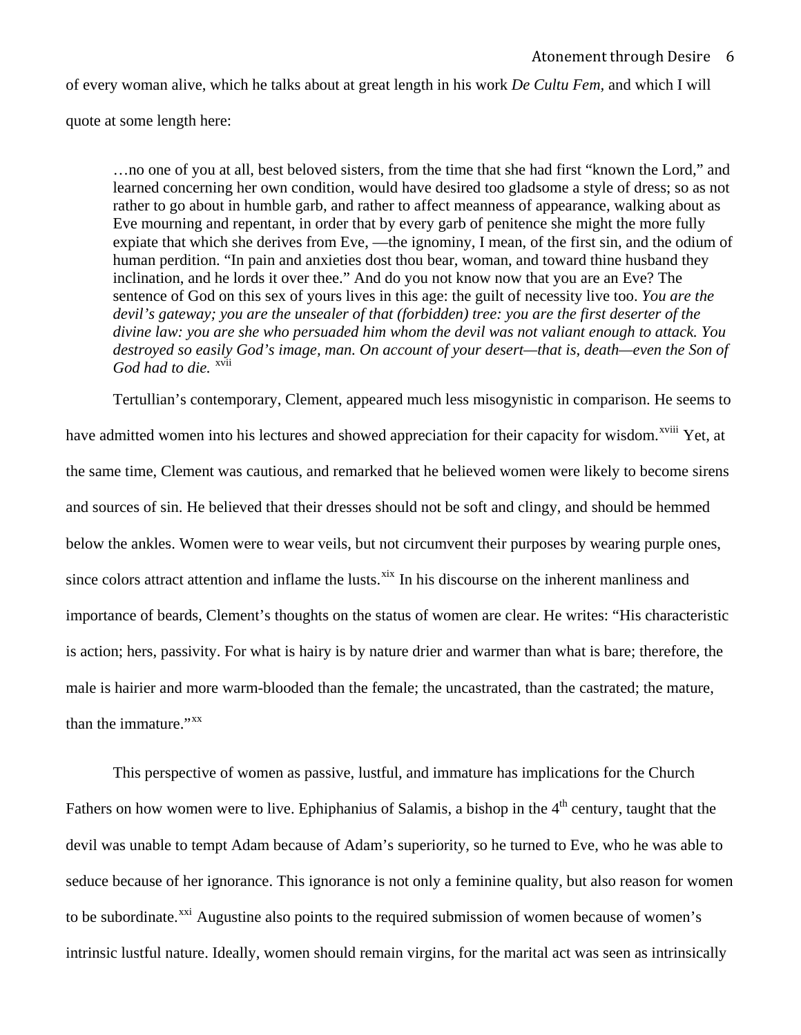of every woman alive, which he talks about at great length in his work *De Cultu Fem,* and which I will quote at some length here:

> …no one of you at all, best beloved sisters, from the time that she had first "known the Lord," and learned concerning her own condition, would have desired too gladsome a style of dress; so as not rather to go about in humble garb, and rather to affect meanness of appearance, walking about as Eve mourning and repentant, in order that by every garb of penitence she might the more fully expiate that which she derives from Eve, —the ignominy, I mean, of the first sin, and the odium of human perdition. "In pain and anxieties dost thou bear, woman, and toward thine husband they inclination, and he lords it over thee." And do you not know now that you are an Eve? The sentence of God on this sex of yours lives in this age: the guilt of necessity live too. *You are the devil's gateway; you are the unsealer of that (forbidden) tree: you are the first deserter of the divine law: you are she who persuaded him whom the devil was not valiant enough to attack. You destroyed so easily God's image, man. On account of your desert—that is, death—even the Son of God had to die.* [xvii]

Tertullian's contemporary, Clement, appeared much less misogynistic in comparison. He seems to have admitted women into his lectures and showed appreciation for their capacity for wisdom.[xviii] Yet, at the same time, Clement was cautious, and remarked that he believed women were likely to become sirens and sources of sin. He believed that their dresses should not be soft and clingy, and should be hemmed below the ankles. Women were to wear veils, but not circumvent their purposes by wearing purple ones, since colors attract attention and inflame the lusts.[xix] In his discourse on the inherent manliness and importance of beards, Clement's thoughts on the status of women are clear. He writes: "His characteristic is action; hers, passivity. For what is hairy is by nature drier and warmer than what is bare; therefore, the male is hairier and more warm-blooded than the female; the uncastrated, than the castrated; the mature, than the immature."[xx]

This perspective of women as passive, lustful, and immature has implications for the Church Fathers on how women were to live. Ephiphanius of Salamis, a bishop in the 4th century, taught that the devil was unable to tempt Adam because of Adam's superiority, so he turned to Eve, who he was able to seduce because of her ignorance. This ignorance is not only a feminine quality, but also reason for women to be subordinate.[xxi] Augustine also points to the required submission of women because of women's intrinsic lustful nature. Ideally, women should remain virgins, for the marital act was seen as intrinsically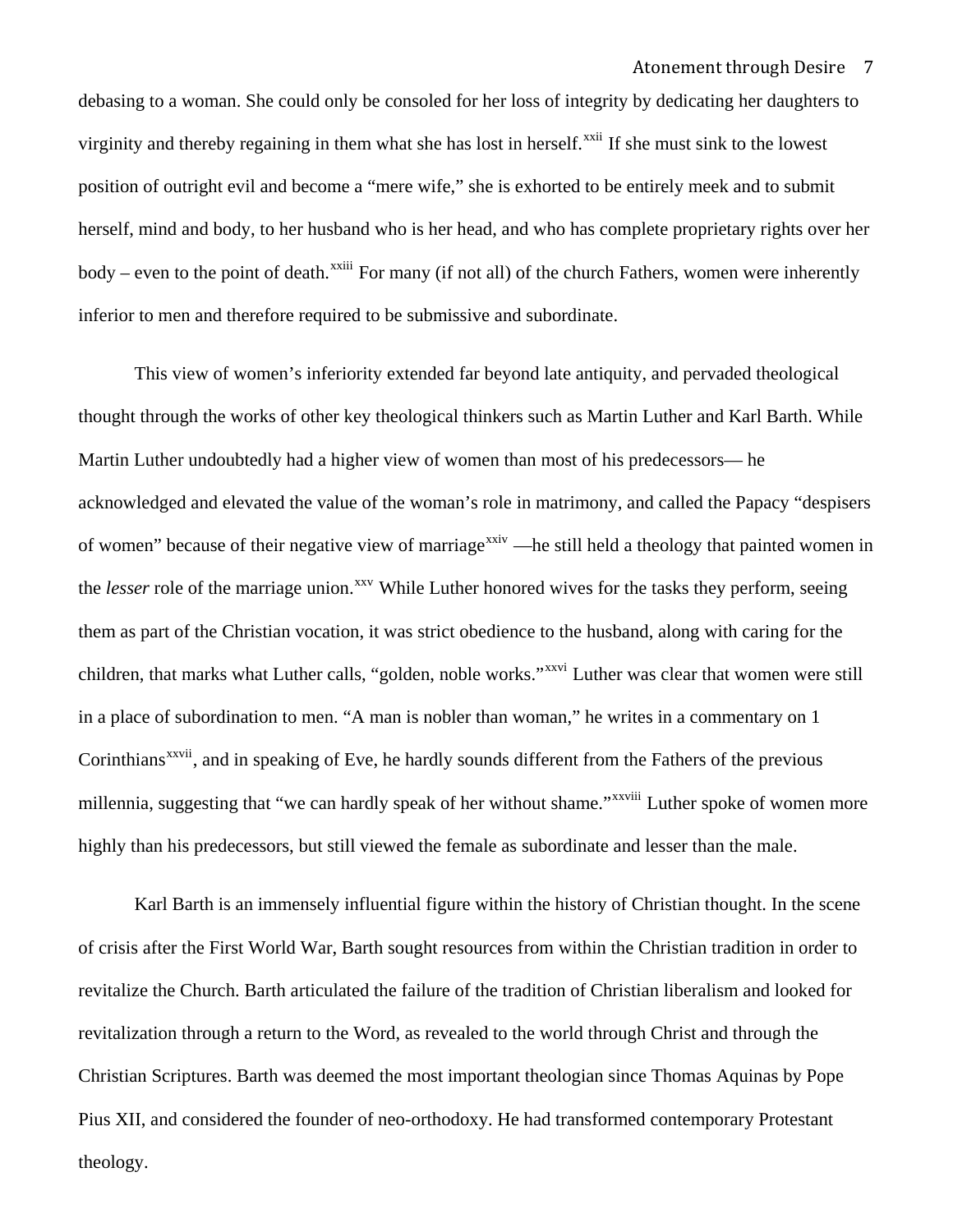debasing to a woman. She could only be consoled for her loss of integrity by dedicating her daughters to virginity and thereby regaining in them what she has lost in herself.[xxii] If she must sink to the lowest position of outright evil and become a "mere wife," she is exhorted to be entirely meek and to submit herself, mind and body, to her husband who is her head, and who has complete proprietary rights over her body – even to the point of death.[xxiii] For many (if not all) of the church Fathers, women were inherently inferior to men and therefore required to be submissive and subordinate.

This view of women's inferiority extended far beyond late antiquity, and pervaded theological thought through the works of other key theological thinkers such as Martin Luther and Karl Barth. While Martin Luther undoubtedly had a higher view of women than most of his predecessors— he acknowledged and elevated the value of the woman's role in matrimony, and called the Papacy "despisers of women" because of their negative view of marriage[xxiv] —he still held a theology that painted women in the *lesser* role of the marriage union.[xxv] While Luther honored wives for the tasks they perform, seeing them as part of the Christian vocation, it was strict obedience to the husband, along with caring for the children, that marks what Luther calls, "golden, noble works."[xxvi] Luther was clear that women were still in a place of subordination to men. "A man is nobler than woman," he writes in a commentary on 1 Corinthians[xxvii], and in speaking of Eve, he hardly sounds different from the Fathers of the previous millennia, suggesting that "we can hardly speak of her without shame."[xxviii] Luther spoke of women more highly than his predecessors, but still viewed the female as subordinate and lesser than the male.

Karl Barth is an immensely influential figure within the history of Christian thought. In the scene of crisis after the First World War, Barth sought resources from within the Christian tradition in order to revitalize the Church. Barth articulated the failure of the tradition of Christian liberalism and looked for revitalization through a return to the Word, as revealed to the world through Christ and through the Christian Scriptures. Barth was deemed the most important theologian since Thomas Aquinas by Pope Pius XII, and considered the founder of neo-orthodoxy. He had transformed contemporary Protestant theology.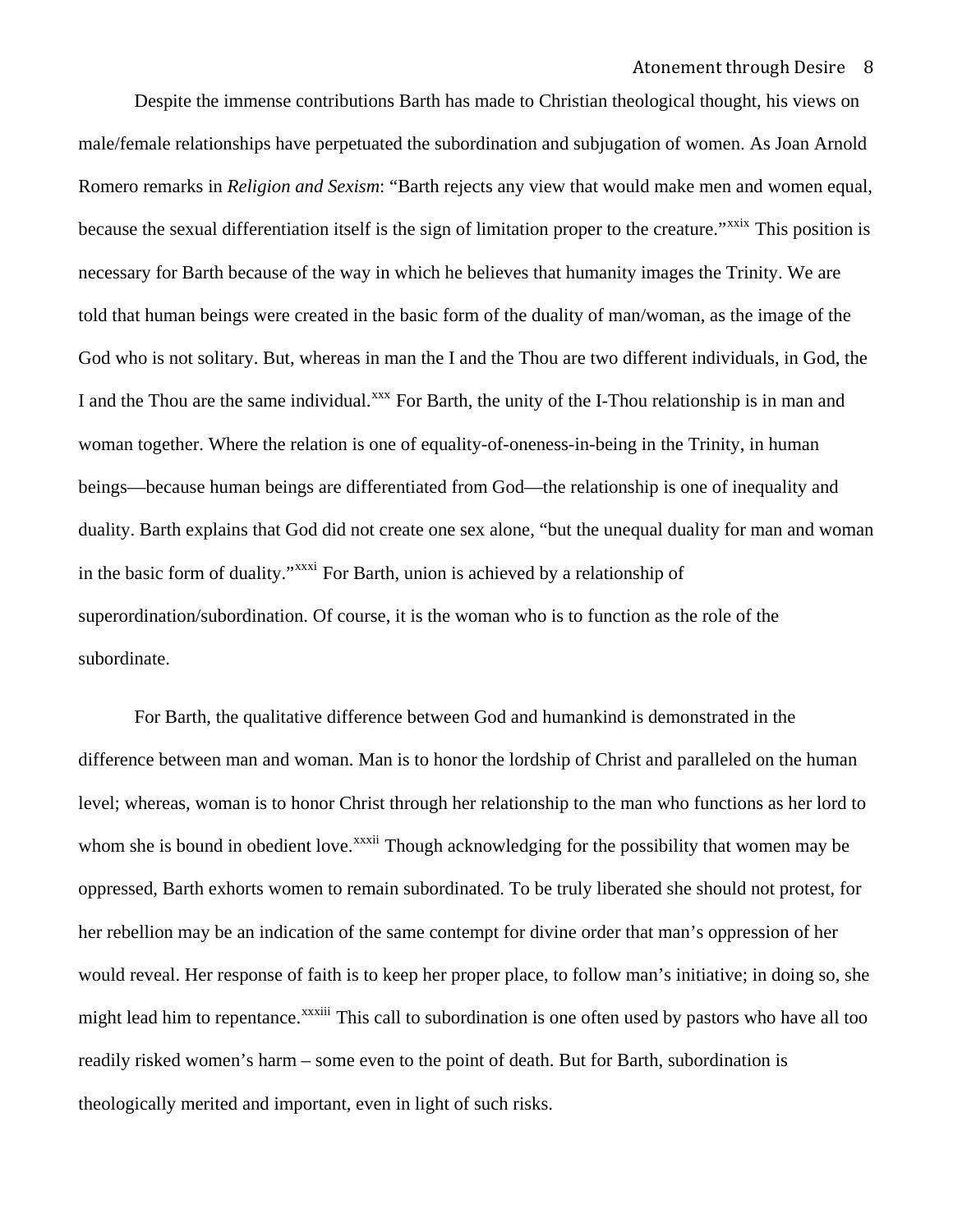Despite the immense contributions Barth has made to Christian theological thought, his views on male/female relationships have perpetuated the subordination and subjugation of women. As Joan Arnold Romero remarks in *Religion and Sexism*: "Barth rejects any view that would make men and women equal, because the sexual differentiation itself is the sign of limitation proper to the creature."[xxix] This position is necessary for Barth because of the way in which he believes that humanity images the Trinity. We are told that human beings were created in the basic form of the duality of man/woman, as the image of the God who is not solitary. But, whereas in man the I and the Thou are two different individuals, in God, the I and the Thou are the same individual.[xxx] For Barth, the unity of the I-Thou relationship is in man and woman together. Where the relation is one of equality-of-oneness-in-being in the Trinity, in human beings—because human beings are differentiated from God—the relationship is one of inequality and duality. Barth explains that God did not create one sex alone, "but the unequal duality for man and woman in the basic form of duality."[xxxi] For Barth, union is achieved by a relationship of superordination/subordination. Of course, it is the woman who is to function as the role of the subordinate.

For Barth, the qualitative difference between God and humankind is demonstrated in the difference between man and woman. Man is to honor the lordship of Christ and paralleled on the human level; whereas, woman is to honor Christ through her relationship to the man who functions as her lord to whom she is bound in obedient love.[xxxii] Though acknowledging for the possibility that women may be oppressed, Barth exhorts women to remain subordinated. To be truly liberated she should not protest, for her rebellion may be an indication of the same contempt for divine order that man's oppression of her would reveal. Her response of faith is to keep her proper place, to follow man's initiative; in doing so, she might lead him to repentance.[xxxiii] This call to subordination is one often used by pastors who have all too readily risked women's harm – some even to the point of death. But for Barth, subordination is theologically merited and important, even in light of such risks.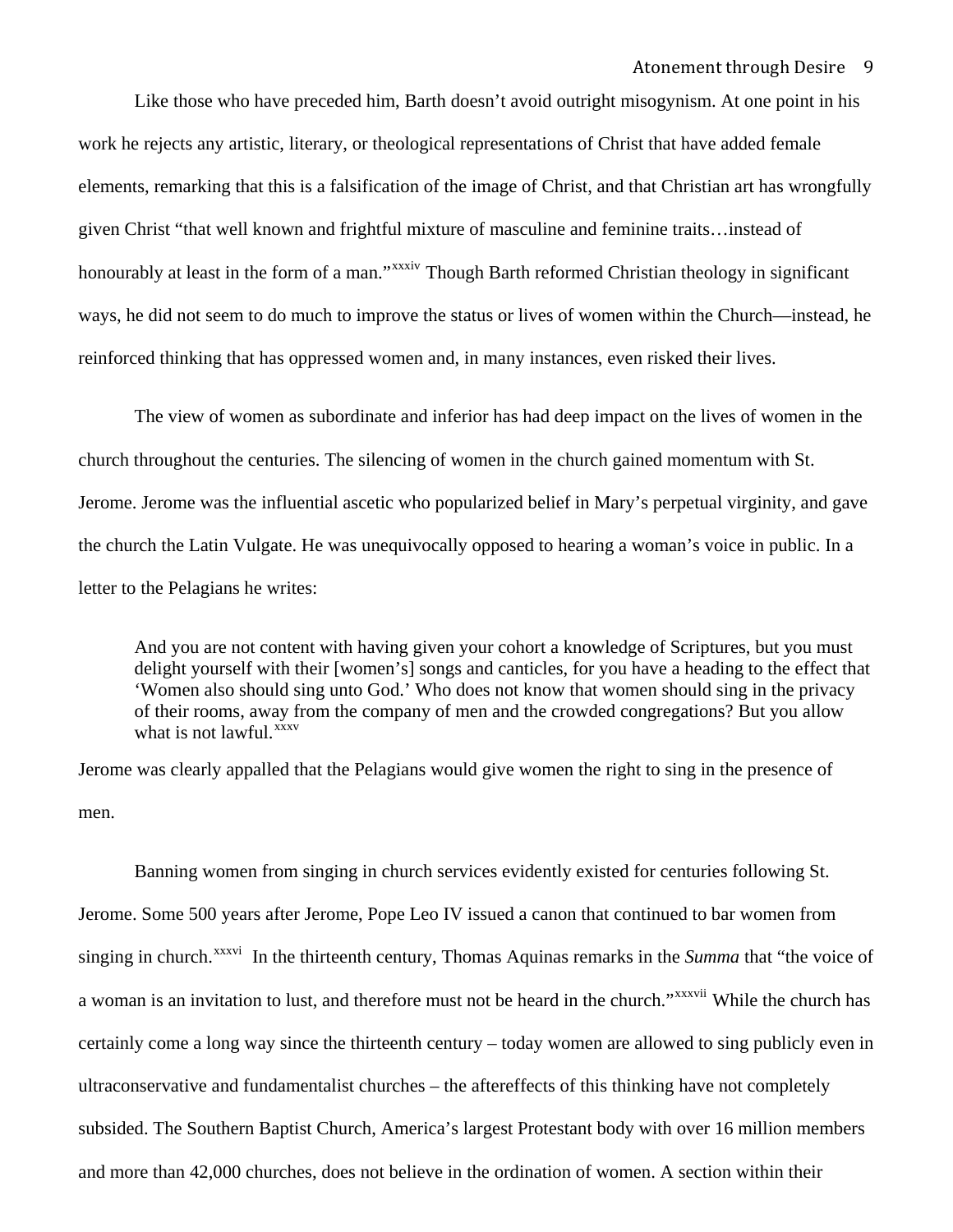Like those who have preceded him, Barth doesn't avoid outright misogynism. At one point in his work he rejects any artistic, literary, or theological representations of Christ that have added female elements, remarking that this is a falsification of the image of Christ, and that Christian art has wrongfully given Christ "that well known and frightful mixture of masculine and feminine traits…instead of honourably at least in the form of a man."[xxxiv] Though Barth reformed Christian theology in significant ways, he did not seem to do much to improve the status or lives of women within the Church—instead, he reinforced thinking that has oppressed women and, in many instances, even risked their lives.

The view of women as subordinate and inferior has had deep impact on the lives of women in the church throughout the centuries. The silencing of women in the church gained momentum with St. Jerome. Jerome was the influential ascetic who popularized belief in Mary's perpetual virginity, and gave the church the Latin Vulgate. He was unequivocally opposed to hearing a woman's voice in public. In a letter to the Pelagians he writes:

> And you are not content with having given your cohort a knowledge of Scriptures, but you must delight yourself with their [women's] songs and canticles, for you have a heading to the effect that 'Women also should sing unto God.' Who does not know that women should sing in the privacy of their rooms, away from the company of men and the crowded congregations? But you allow what is not lawful.[xxxv]

Jerome was clearly appalled that the Pelagians would give women the right to sing in the presence of men.

Banning women from singing in church services evidently existed for centuries following St. Jerome. Some 500 years after Jerome, Pope Leo IV issued a canon that continued to bar women from singing in church.[xxxvi] In the thirteenth century, Thomas Aquinas remarks in the *Summa* that "the voice of a woman is an invitation to lust, and therefore must not be heard in the church."[xxxvii] While the church has certainly come a long way since the thirteenth century – today women are allowed to sing publicly even in ultraconservative and fundamentalist churches – the aftereffects of this thinking have not completely subsided. The Southern Baptist Church, America's largest Protestant body with over 16 million members and more than 42,000 churches, does not believe in the ordination of women. A section within their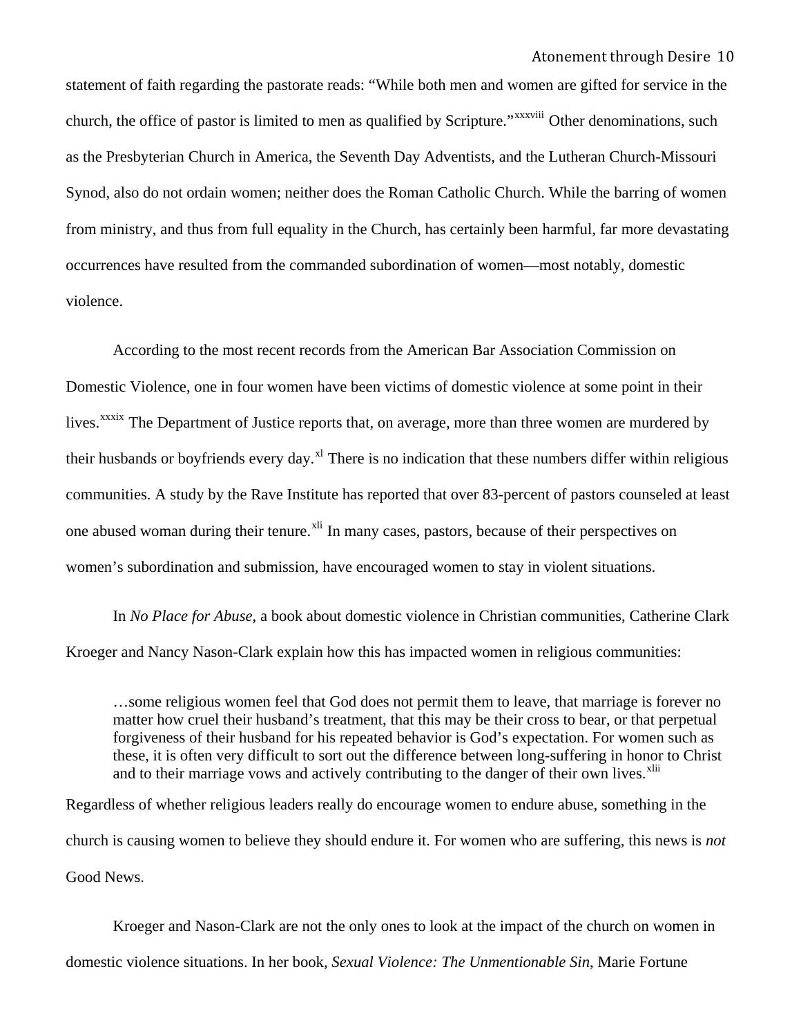statement of faith regarding the pastorate reads: "While both men and women are gifted for service in the church, the office of pastor is limited to men as qualified by Scripture."[xxxviii] Other denominations, such as the Presbyterian Church in America, the Seventh Day Adventists, and the Lutheran Church-Missouri Synod, also do not ordain women; neither does the Roman Catholic Church. While the barring of women from ministry, and thus from full equality in the Church, has certainly been harmful, far more devastating occurrences have resulted from the commanded subordination of women—most notably, domestic violence.

According to the most recent records from the American Bar Association Commission on Domestic Violence, one in four women have been victims of domestic violence at some point in their lives.[xxxix] The Department of Justice reports that, on average, more than three women are murdered by their husbands or boyfriends every day.[xl] There is no indication that these numbers differ within religious communities. A study by the Rave Institute has reported that over 83-percent of pastors counseled at least one abused woman during their tenure.[xli] In many cases, pastors, because of their perspectives on women's subordination and submission, have encouraged women to stay in violent situations.

In *No Place for Abuse,* a book about domestic violence in Christian communities, Catherine Clark Kroeger and Nancy Nason-Clark explain how this has impacted women in religious communities:

> …some religious women feel that God does not permit them to leave, that marriage is forever no matter how cruel their husband's treatment, that this may be their cross to bear, or that perpetual forgiveness of their husband for his repeated behavior is God's expectation. For women such as these, it is often very difficult to sort out the difference between long-suffering in honor to Christ and to their marriage vows and actively contributing to the danger of their own lives.[xlii]

Regardless of whether religious leaders really do encourage women to endure abuse, something in the church is causing women to believe they should endure it. For women who are suffering, this news is *not* Good News.

Kroeger and Nason-Clark are not the only ones to look at the impact of the church on women in domestic violence situations. In her book, *Sexual Violence: The Unmentionable Sin*, Marie Fortune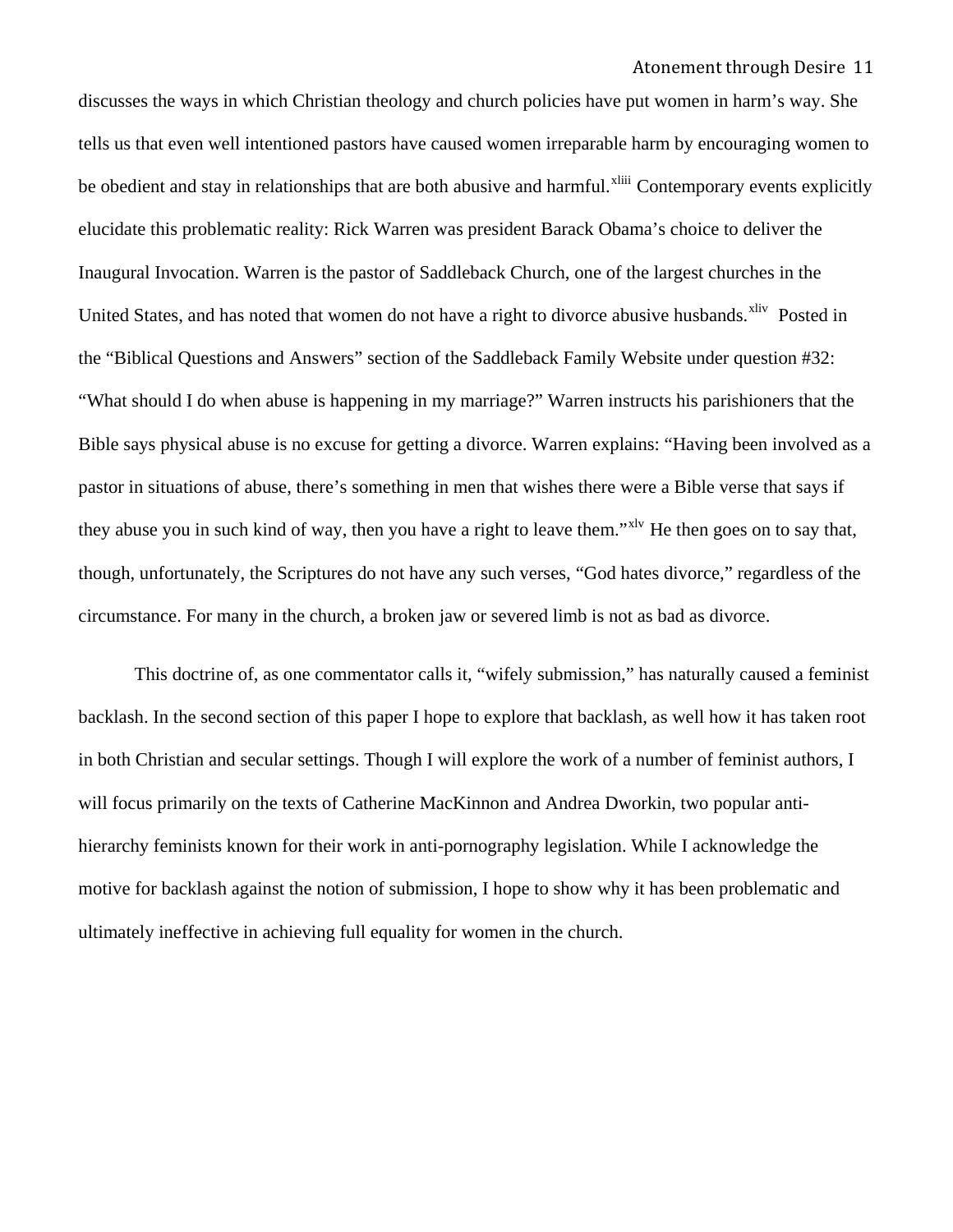discusses the ways in which Christian theology and church policies have put women in harm's way. She tells us that even well intentioned pastors have caused women irreparable harm by encouraging women to be obedient and stay in relationships that are both abusive and harmful.[xliii] Contemporary events explicitly elucidate this problematic reality: Rick Warren was president Barack Obama's choice to deliver the Inaugural Invocation. Warren is the pastor of Saddleback Church, one of the largest churches in the United States, and has noted that women do not have a right to divorce abusive husbands.[xliv] Posted in the "Biblical Questions and Answers" section of the Saddleback Family Website under question #32: "What should I do when abuse is happening in my marriage?" Warren instructs his parishioners that the Bible says physical abuse is no excuse for getting a divorce. Warren explains: "Having been involved as a pastor in situations of abuse, there's something in men that wishes there were a Bible verse that says if they abuse you in such kind of way, then you have a right to leave them."[xlv] He then goes on to say that, though, unfortunately, the Scriptures do not have any such verses, "God hates divorce," regardless of the circumstance. For many in the church, a broken jaw or severed limb is not as bad as divorce.

This doctrine of, as one commentator calls it, "wifely submission," has naturally caused a feminist backlash. In the second section of this paper I hope to explore that backlash, as well how it has taken root in both Christian and secular settings. Though I will explore the work of a number of feminist authors, I will focus primarily on the texts of Catherine MacKinnon and Andrea Dworkin, two popular anti-hierarchy feminists known for their work in anti-pornography legislation. While I acknowledge the motive for backlash against the notion of submission, I hope to show why it has been problematic and ultimately ineffective in achieving full equality for women in the church.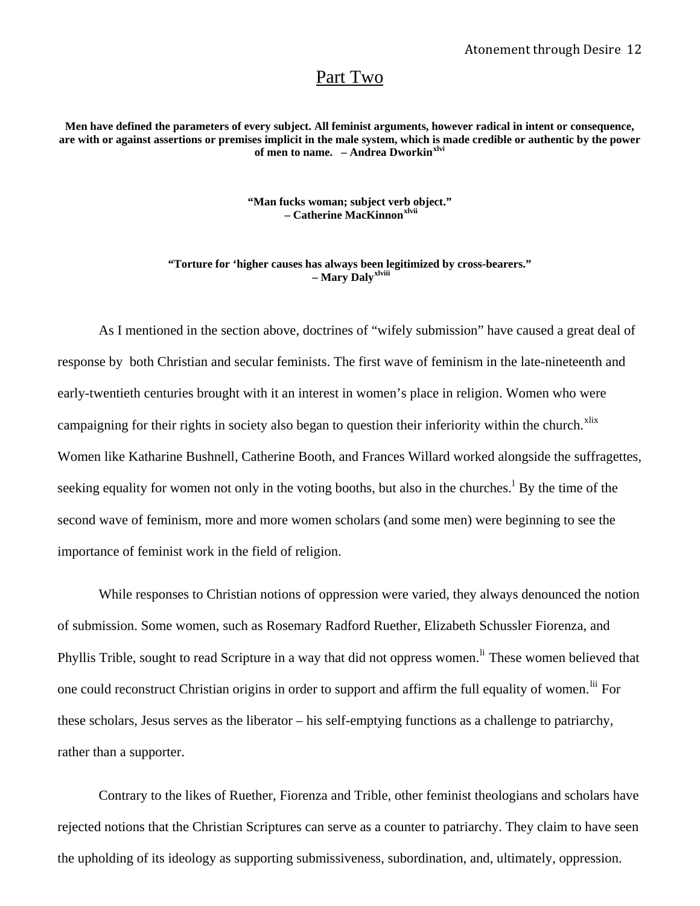## Part Two

**Men have defined the parameters of every subject. All feminist arguments, however radical in intent or consequence, are with or against assertions or premises implicit in the male system, which is made credible or authentic by the power of men to name. – Andrea Dworkin[xlvi]**

**"Man fucks woman; subject verb object." – Catherine MacKinnon[xlvii]**

**"Torture for 'higher causes has always been legitimized by cross-bearers." – Mary Daly[xlviii]**

As I mentioned in the section above, doctrines of "wifely submission" have caused a great deal of response by both Christian and secular feminists. The first wave of feminism in the late-nineteenth and early-twentieth centuries brought with it an interest in women's place in religion. Women who were campaigning for their rights in society also began to question their inferiority within the church.[xlix] Women like Katharine Bushnell, Catherine Booth, and Frances Willard worked alongside the suffragettes, seeking equality for women not only in the voting booths, but also in the churches.[l] By the time of the second wave of feminism, more and more women scholars (and some men) were beginning to see the importance of feminist work in the field of religion.

While responses to Christian notions of oppression were varied, they always denounced the notion of submission. Some women, such as Rosemary Radford Ruether, Elizabeth Schussler Fiorenza, and Phyllis Trible, sought to read Scripture in a way that did not oppress women.[li] These women believed that one could reconstruct Christian origins in order to support and affirm the full equality of women.[lii] For these scholars, Jesus serves as the liberator – his self-emptying functions as a challenge to patriarchy, rather than a supporter.

Contrary to the likes of Ruether, Fiorenza and Trible, other feminist theologians and scholars have rejected notions that the Christian Scriptures can serve as a counter to patriarchy. They claim to have seen the upholding of its ideology as supporting submissiveness, subordination, and, ultimately, oppression.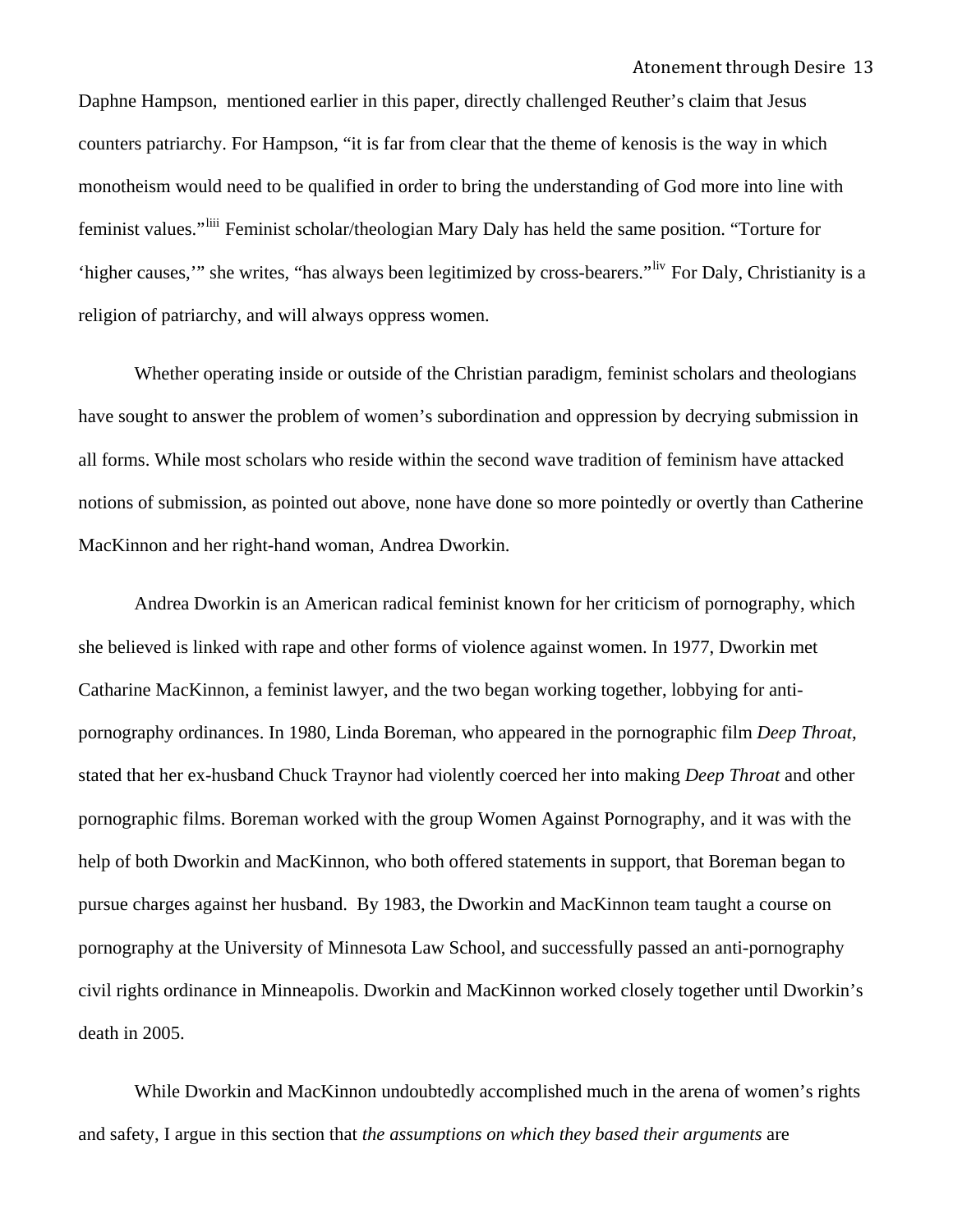Daphne Hampson,  mentioned earlier in this paper, directly challenged Reuther's claim that Jesus counters patriarchy. For Hampson, "it is far from clear that the theme of kenosis is the way in which monotheism would need to be qualified in order to bring the understanding of God more into line with feminist values."[liii] Feminist scholar/theologian Mary Daly has held the same position. "Torture for 'higher causes,'" she writes, "has always been legitimized by cross-bearers."[liv] For Daly, Christianity is a religion of patriarchy, and will always oppress women.

Whether operating inside or outside of the Christian paradigm, feminist scholars and theologians have sought to answer the problem of women's subordination and oppression by decrying submission in all forms. While most scholars who reside within the second wave tradition of feminism have attacked notions of submission, as pointed out above, none have done so more pointedly or overtly than Catherine MacKinnon and her right-hand woman, Andrea Dworkin.

Andrea Dworkin is an American radical feminist known for her criticism of pornography, which she believed is linked with rape and other forms of violence against women. In 1977, Dworkin met Catharine MacKinnon, a feminist lawyer, and the two began working together, lobbying for anti-pornography ordinances. In 1980, Linda Boreman, who appeared in the pornographic film *Deep Throat*, stated that her ex-husband Chuck Traynor had violently coerced her into making *Deep Throat* and other pornographic films. Boreman worked with the group Women Against Pornography, and it was with the help of both Dworkin and MacKinnon, who both offered statements in support, that Boreman began to pursue charges against her husband.  By 1983, the Dworkin and MacKinnon team taught a course on pornography at the University of Minnesota Law School, and successfully passed an anti-pornography civil rights ordinance in Minneapolis. Dworkin and MacKinnon worked closely together until Dworkin's death in 2005.

While Dworkin and MacKinnon undoubtedly accomplished much in the arena of women's rights and safety, I argue in this section that *the assumptions on which they based their arguments* are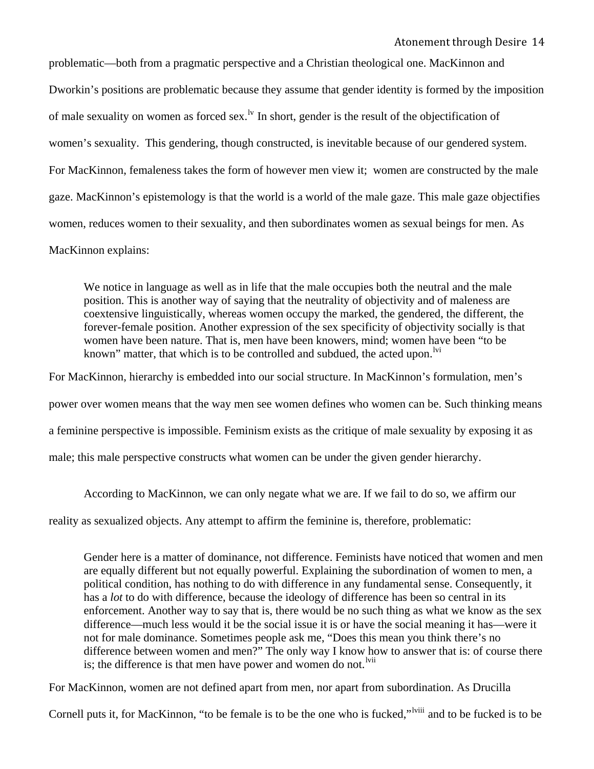problematic—both from a pragmatic perspective and a Christian theological one. MacKinnon and Dworkin's positions are problematic because they assume that gender identity is formed by the imposition of male sexuality on women as forced sex.[lv] In short, gender is the result of the objectification of women's sexuality. This gendering, though constructed, is inevitable because of our gendered system. For MacKinnon, femaleness takes the form of however men view it; women are constructed by the male gaze. MacKinnon's epistemology is that the world is a world of the male gaze. This male gaze objectifies women, reduces women to their sexuality, and then subordinates women as sexual beings for men. As MacKinnon explains:

> We notice in language as well as in life that the male occupies both the neutral and the male position. This is another way of saying that the neutrality of objectivity and of maleness are coextensive linguistically, whereas women occupy the marked, the gendered, the different, the forever-female position. Another expression of the sex specificity of objectivity socially is that women have been nature. That is, men have been knowers, mind; women have been "to be known" matter, that which is to be controlled and subdued, the acted upon.[lvi]

For MacKinnon, hierarchy is embedded into our social structure. In MacKinnon's formulation, men's power over women means that the way men see women defines who women can be. Such thinking means a feminine perspective is impossible. Feminism exists as the critique of male sexuality by exposing it as male; this male perspective constructs what women can be under the given gender hierarchy.

According to MacKinnon, we can only negate what we are. If we fail to do so, we affirm our reality as sexualized objects. Any attempt to affirm the feminine is, therefore, problematic:

> Gender here is a matter of dominance, not difference. Feminists have noticed that women and men are equally different but not equally powerful. Explaining the subordination of women to men, a political condition, has nothing to do with difference in any fundamental sense. Consequently, it has a *lot* to do with difference, because the ideology of difference has been so central in its enforcement. Another way to say that is, there would be no such thing as what we know as the sex difference—much less would it be the social issue it is or have the social meaning it has—were it not for male dominance. Sometimes people ask me, "Does this mean you think there's no difference between women and men?" The only way I know how to answer that is: of course there is; the difference is that men have power and women do not.[lvii]

For MacKinnon, women are not defined apart from men, nor apart from subordination. As Drucilla Cornell puts it, for MacKinnon, "to be female is to be the one who is fucked,"[lviii] and to be fucked is to be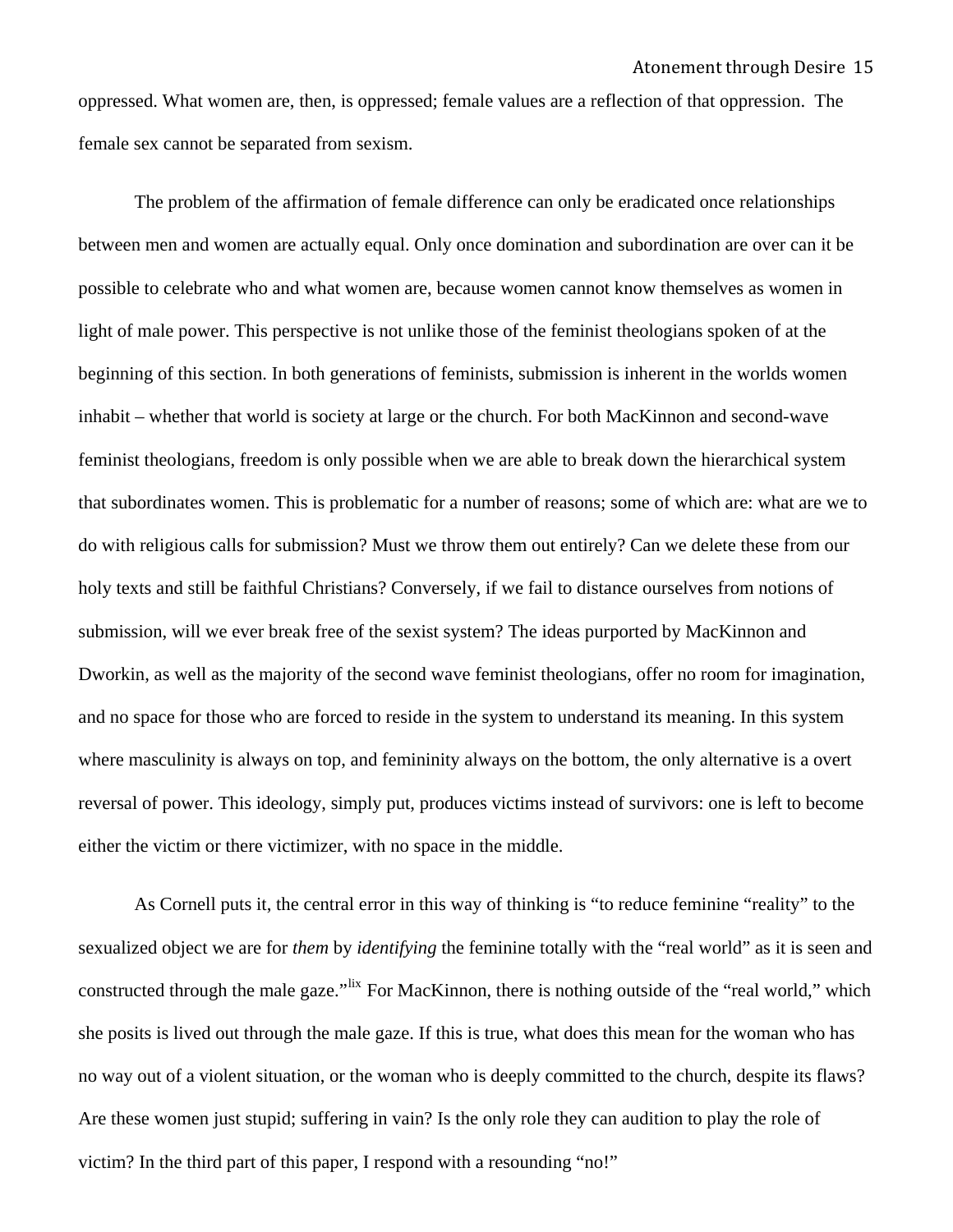oppressed. What women are, then, is oppressed; female values are a reflection of that oppression. The female sex cannot be separated from sexism.

The problem of the affirmation of female difference can only be eradicated once relationships between men and women are actually equal. Only once domination and subordination are over can it be possible to celebrate who and what women are, because women cannot know themselves as women in light of male power. This perspective is not unlike those of the feminist theologians spoken of at the beginning of this section. In both generations of feminists, submission is inherent in the worlds women inhabit – whether that world is society at large or the church. For both MacKinnon and second-wave feminist theologians, freedom is only possible when we are able to break down the hierarchical system that subordinates women. This is problematic for a number of reasons; some of which are: what are we to do with religious calls for submission? Must we throw them out entirely? Can we delete these from our holy texts and still be faithful Christians? Conversely, if we fail to distance ourselves from notions of submission, will we ever break free of the sexist system? The ideas purported by MacKinnon and Dworkin, as well as the majority of the second wave feminist theologians, offer no room for imagination, and no space for those who are forced to reside in the system to understand its meaning. In this system where masculinity is always on top, and femininity always on the bottom, the only alternative is a overt reversal of power. This ideology, simply put, produces victims instead of survivors: one is left to become either the victim or there victimizer, with no space in the middle.

As Cornell puts it, the central error in this way of thinking is "to reduce feminine "reality" to the sexualized object we are for *them* by *identifying* the feminine totally with the "real world" as it is seen and constructed through the male gaze."[lix] For MacKinnon, there is nothing outside of the "real world," which she posits is lived out through the male gaze. If this is true, what does this mean for the woman who has no way out of a violent situation, or the woman who is deeply committed to the church, despite its flaws? Are these women just stupid; suffering in vain? Is the only role they can audition to play the role of victim? In the third part of this paper, I respond with a resounding "no!"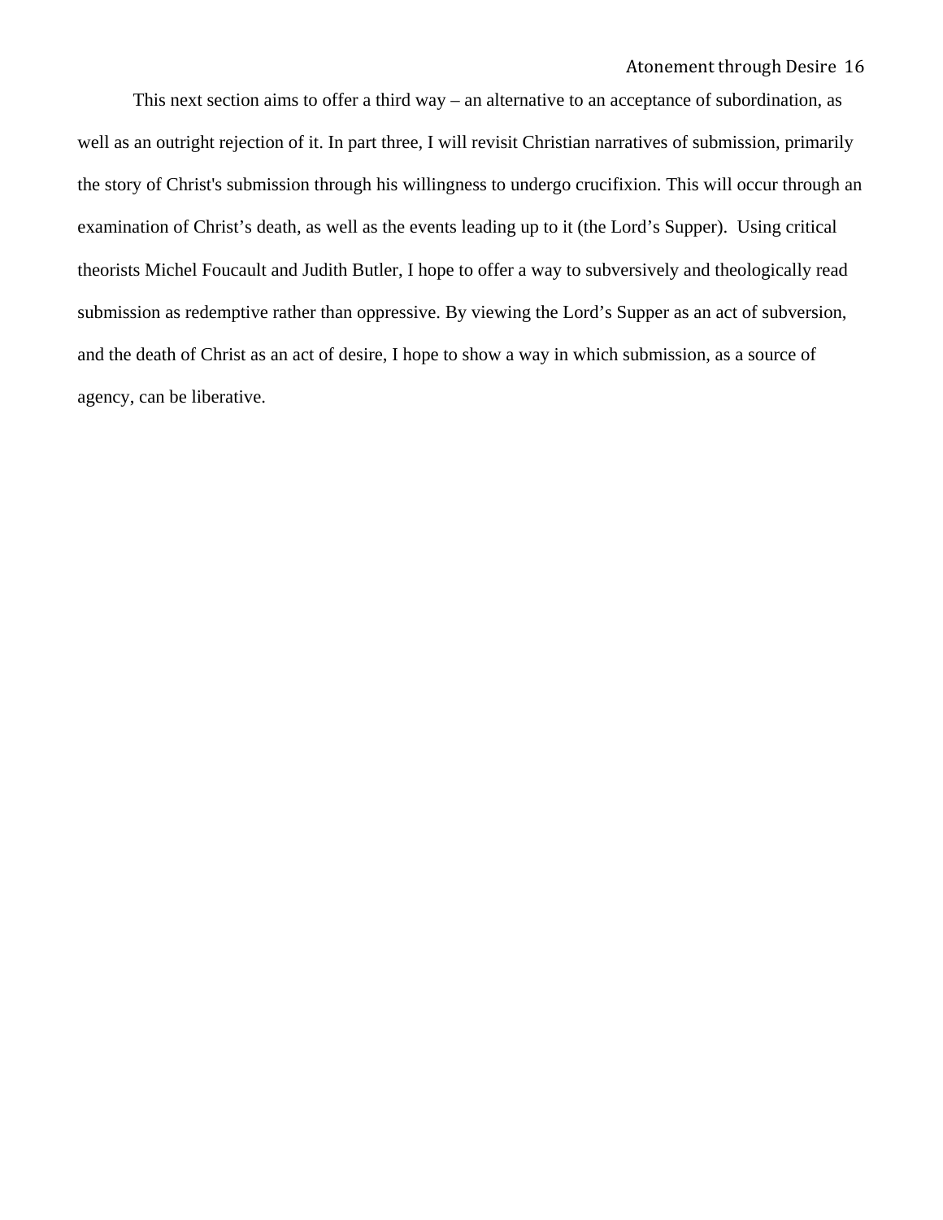This next section aims to offer a third way – an alternative to an acceptance of subordination, as well as an outright rejection of it. In part three, I will revisit Christian narratives of submission, primarily the story of Christ's submission through his willingness to undergo crucifixion. This will occur through an examination of Christ's death, as well as the events leading up to it (the Lord's Supper). Using critical theorists Michel Foucault and Judith Butler, I hope to offer a way to subversively and theologically read submission as redemptive rather than oppressive. By viewing the Lord's Supper as an act of subversion, and the death of Christ as an act of desire, I hope to show a way in which submission, as a source of agency, can be liberative.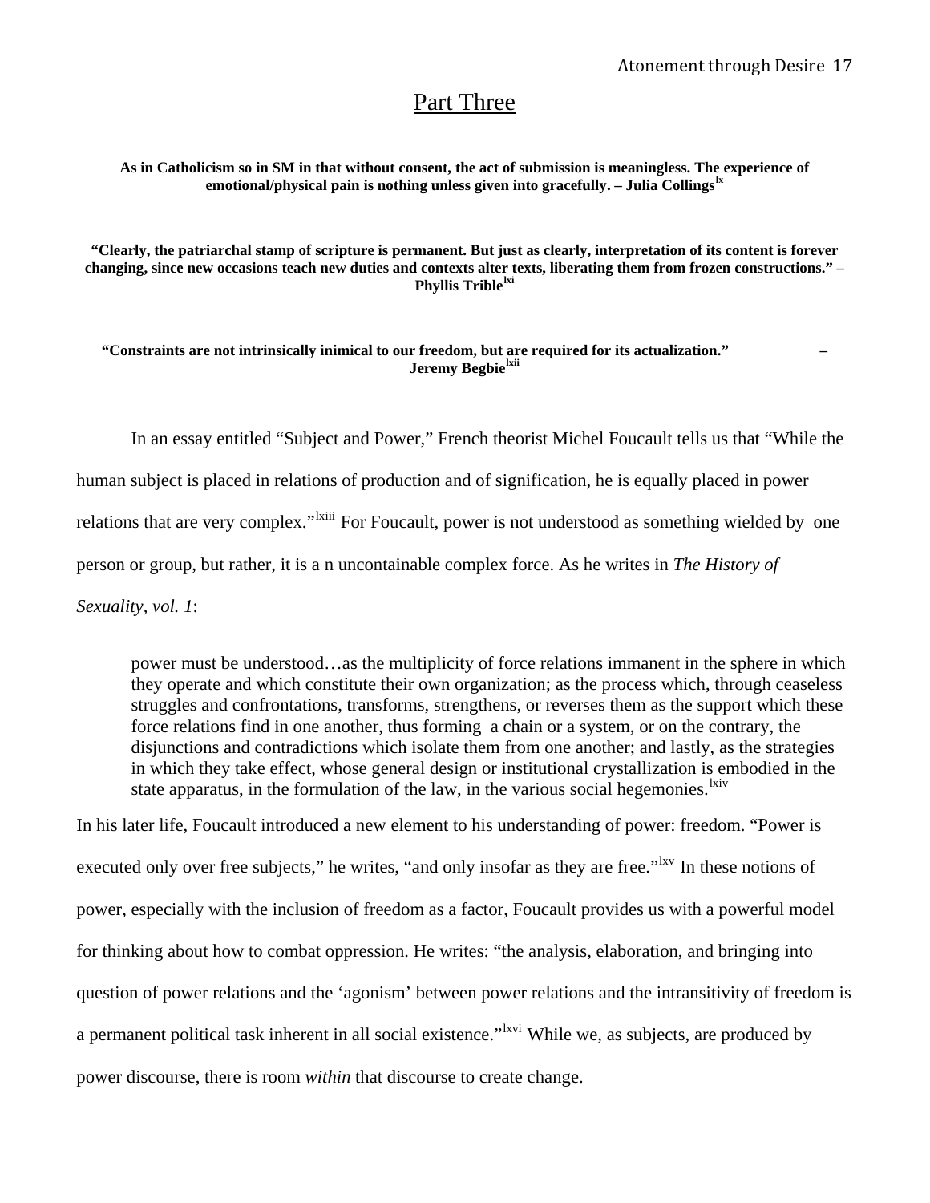## Part Three

**As in Catholicism so in SM in that without consent, the act of submission is meaningless. The experience of emotional/physical pain is nothing unless given into gracefully. – Julia Collings[lx]**

**"Clearly, the patriarchal stamp of scripture is permanent. But just as clearly, interpretation of its content is forever changing, since new occasions teach new duties and contexts alter texts, liberating them from frozen constructions." – Phyllis Trible[lxi]**

**"Constraints are not intrinsically inimical to our freedom, but are required for its actualization." – Jeremy Begbie[lxii]**

In an essay entitled "Subject and Power," French theorist Michel Foucault tells us that "While the human subject is placed in relations of production and of signification, he is equally placed in power relations that are very complex."[lxiii] For Foucault, power is not understood as something wielded by one person or group, but rather, it is a n uncontainable complex force. As he writes in *The History of Sexuality, vol. 1*:

> power must be understood…as the multiplicity of force relations immanent in the sphere in which they operate and which constitute their own organization; as the process which, through ceaseless struggles and confrontations, transforms, strengthens, or reverses them as the support which these force relations find in one another, thus forming a chain or a system, or on the contrary, the disjunctions and contradictions which isolate them from one another; and lastly, as the strategies in which they take effect, whose general design or institutional crystallization is embodied in the state apparatus, in the formulation of the law, in the various social hegemonies.[lxiv]

In his later life, Foucault introduced a new element to his understanding of power: freedom. "Power is executed only over free subjects," he writes, "and only insofar as they are free."[lxv] In these notions of power, especially with the inclusion of freedom as a factor, Foucault provides us with a powerful model for thinking about how to combat oppression. He writes: "the analysis, elaboration, and bringing into question of power relations and the 'agonism' between power relations and the intransitivity of freedom is a permanent political task inherent in all social existence."[lxvi] While we, as subjects, are produced by power discourse, there is room *within* that discourse to create change.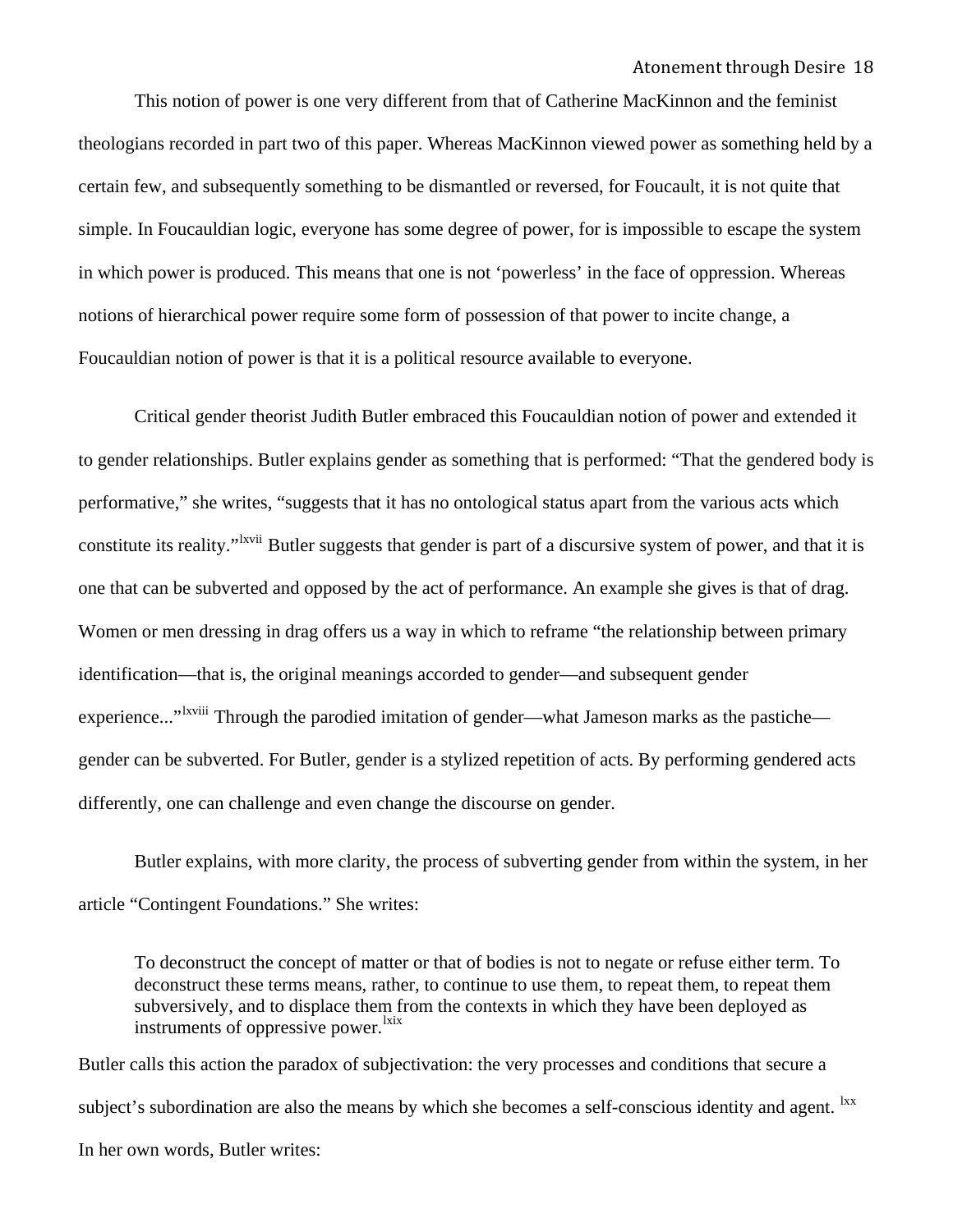This notion of power is one very different from that of Catherine MacKinnon and the feminist theologians recorded in part two of this paper. Whereas MacKinnon viewed power as something held by a certain few, and subsequently something to be dismantled or reversed, for Foucault, it is not quite that simple. In Foucauldian logic, everyone has some degree of power, for is impossible to escape the system in which power is produced. This means that one is not 'powerless' in the face of oppression. Whereas notions of hierarchical power require some form of possession of that power to incite change, a Foucauldian notion of power is that it is a political resource available to everyone.

Critical gender theorist Judith Butler embraced this Foucauldian notion of power and extended it to gender relationships. Butler explains gender as something that is performed: "That the gendered body is performative," she writes, "suggests that it has no ontological status apart from the various acts which constitute its reality."[lxvii] Butler suggests that gender is part of a discursive system of power, and that it is one that can be subverted and opposed by the act of performance. An example she gives is that of drag. Women or men dressing in drag offers us a way in which to reframe "the relationship between primary identification—that is, the original meanings accorded to gender—and subsequent gender experience..."[lxviii] Through the parodied imitation of gender—what Jameson marks as the pastiche—gender can be subverted. For Butler, gender is a stylized repetition of acts. By performing gendered acts differently, one can challenge and even change the discourse on gender.

Butler explains, with more clarity, the process of subverting gender from within the system, in her article "Contingent Foundations." She writes:

> To deconstruct the concept of matter or that of bodies is not to negate or refuse either term. To deconstruct these terms means, rather, to continue to use them, to repeat them, to repeat them subversively, and to displace them from the contexts in which they have been deployed as instruments of oppressive power.[lxix]

Butler calls this action the paradox of subjectivation: the very processes and conditions that secure a subject's subordination are also the means by which she becomes a self-conscious identity and agent. [lxx] In her own words, Butler writes: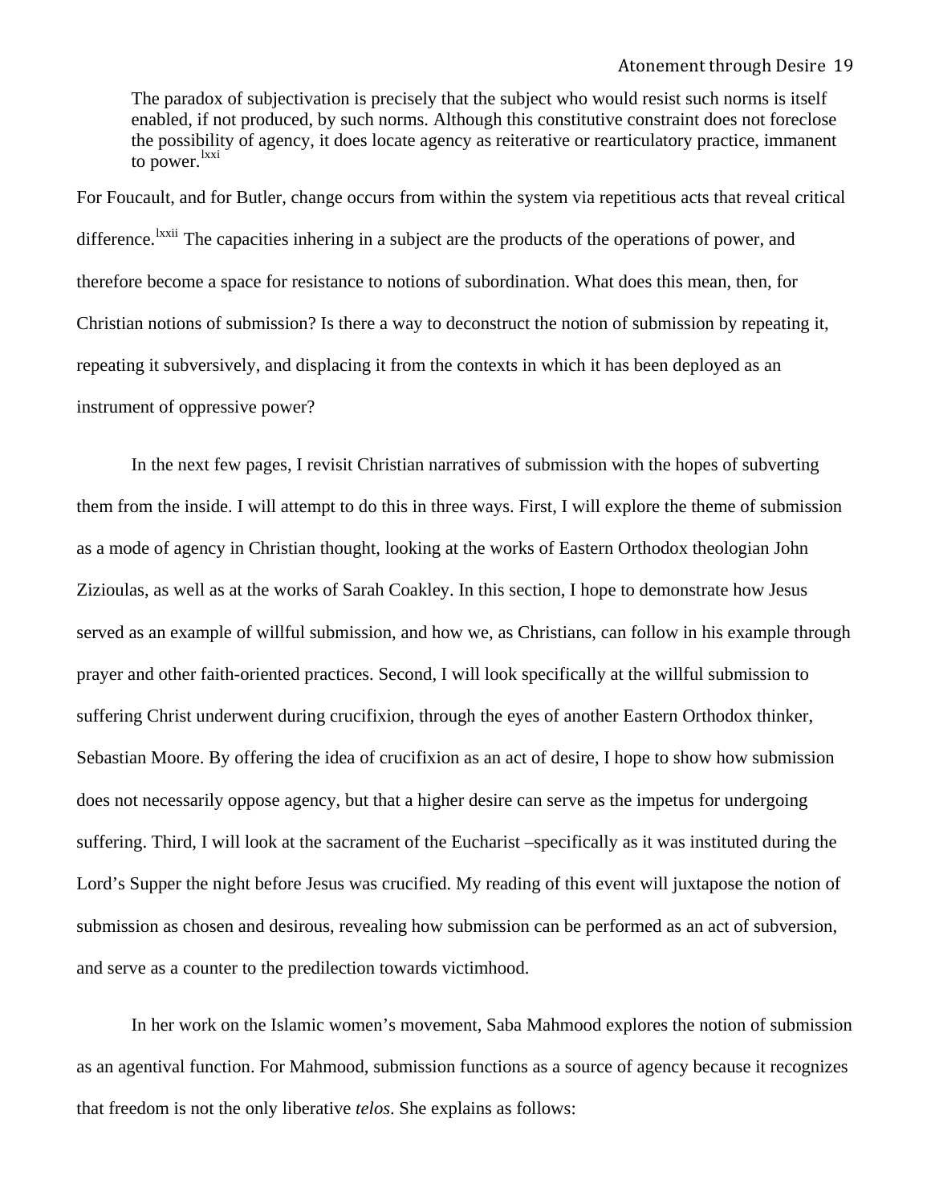> The paradox of subjectivation is precisely that the subject who would resist such norms is itself enabled, if not produced, by such norms. Although this constitutive constraint does not foreclose the possibility of agency, it does locate agency as reiterative or rearticulatory practice, immanent to power.[lxxi]

For Foucault, and for Butler, change occurs from within the system via repetitious acts that reveal critical difference.[lxxii] The capacities inhering in a subject are the products of the operations of power, and therefore become a space for resistance to notions of subordination. What does this mean, then, for Christian notions of submission? Is there a way to deconstruct the notion of submission by repeating it, repeating it subversively, and displacing it from the contexts in which it has been deployed as an instrument of oppressive power?

In the next few pages, I revisit Christian narratives of submission with the hopes of subverting them from the inside. I will attempt to do this in three ways. First, I will explore the theme of submission as a mode of agency in Christian thought, looking at the works of Eastern Orthodox theologian John Zizioulas, as well as at the works of Sarah Coakley. In this section, I hope to demonstrate how Jesus served as an example of willful submission, and how we, as Christians, can follow in his example through prayer and other faith-oriented practices. Second, I will look specifically at the willful submission to suffering Christ underwent during crucifixion, through the eyes of another Eastern Orthodox thinker, Sebastian Moore. By offering the idea of crucifixion as an act of desire, I hope to show how submission does not necessarily oppose agency, but that a higher desire can serve as the impetus for undergoing suffering. Third, I will look at the sacrament of the Eucharist –specifically as it was instituted during the Lord's Supper the night before Jesus was crucified. My reading of this event will juxtapose the notion of submission as chosen and desirous, revealing how submission can be performed as an act of subversion, and serve as a counter to the predilection towards victimhood.

In her work on the Islamic women's movement, Saba Mahmood explores the notion of submission as an agentival function. For Mahmood, submission functions as a source of agency because it recognizes that freedom is not the only liberative *telos*. She explains as follows: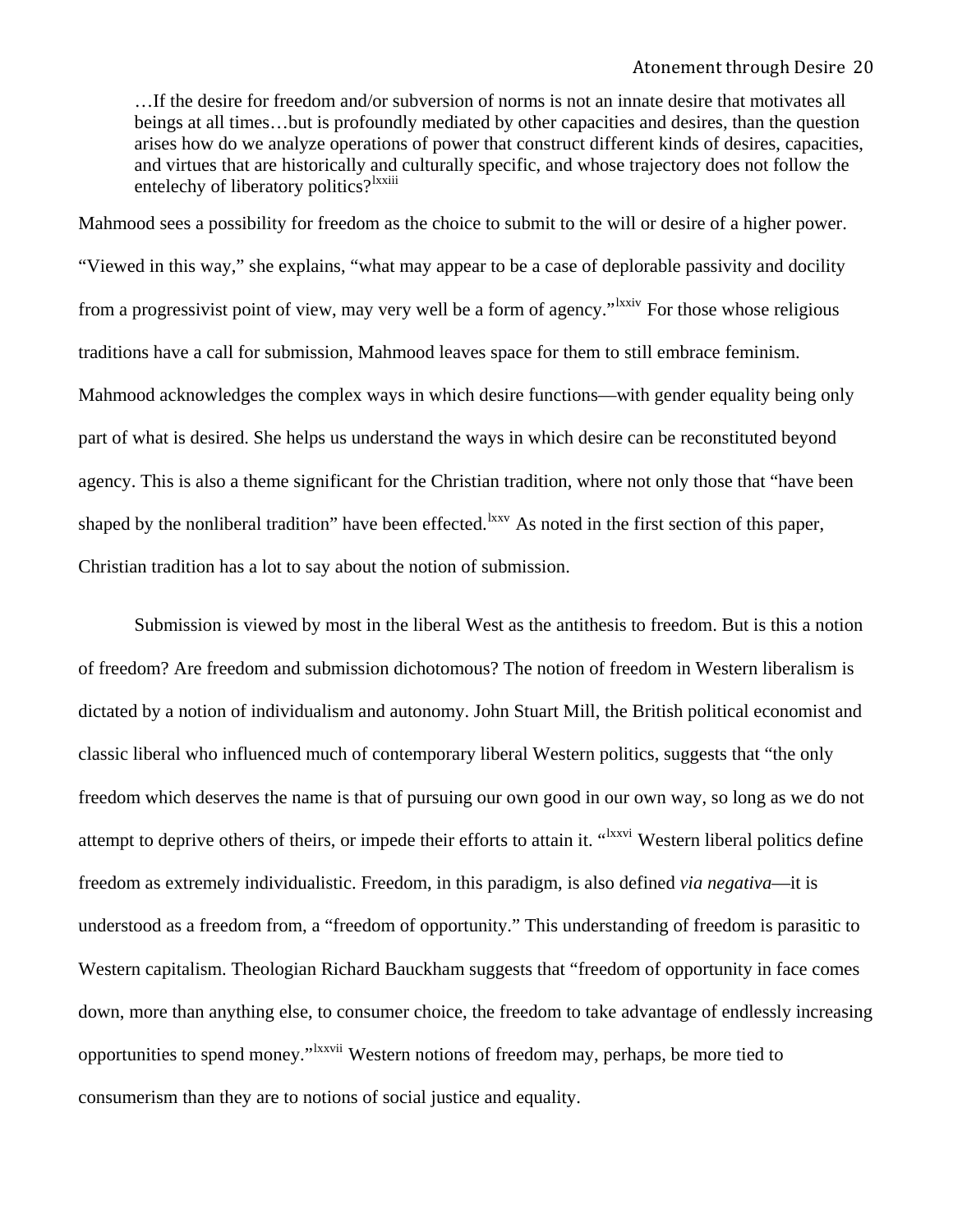> …If the desire for freedom and/or subversion of norms is not an innate desire that motivates all beings at all times…but is profoundly mediated by other capacities and desires, than the question arises how do we analyze operations of power that construct different kinds of desires, capacities, and virtues that are historically and culturally specific, and whose trajectory does not follow the entelechy of liberatory politics?[lxxiii]

Mahmood sees a possibility for freedom as the choice to submit to the will or desire of a higher power. "Viewed in this way," she explains, "what may appear to be a case of deplorable passivity and docility from a progressivist point of view, may very well be a form of agency."[lxxiv] For those whose religious traditions have a call for submission, Mahmood leaves space for them to still embrace feminism. Mahmood acknowledges the complex ways in which desire functions—with gender equality being only part of what is desired. She helps us understand the ways in which desire can be reconstituted beyond agency. This is also a theme significant for the Christian tradition, where not only those that "have been shaped by the nonliberal tradition" have been effected.[lxxv] As noted in the first section of this paper, Christian tradition has a lot to say about the notion of submission.

Submission is viewed by most in the liberal West as the antithesis to freedom. But is this a notion of freedom? Are freedom and submission dichotomous? The notion of freedom in Western liberalism is dictated by a notion of individualism and autonomy. John Stuart Mill, the British political economist and classic liberal who influenced much of contemporary liberal Western politics, suggests that "the only freedom which deserves the name is that of pursuing our own good in our own way, so long as we do not attempt to deprive others of theirs, or impede their efforts to attain it. "[lxxvi] Western liberal politics define freedom as extremely individualistic. Freedom, in this paradigm, is also defined *via negativa*—it is understood as a freedom from, a "freedom of opportunity." This understanding of freedom is parasitic to Western capitalism. Theologian Richard Bauckham suggests that "freedom of opportunity in face comes down, more than anything else, to consumer choice, the freedom to take advantage of endlessly increasing opportunities to spend money."[lxxvii] Western notions of freedom may, perhaps, be more tied to consumerism than they are to notions of social justice and equality.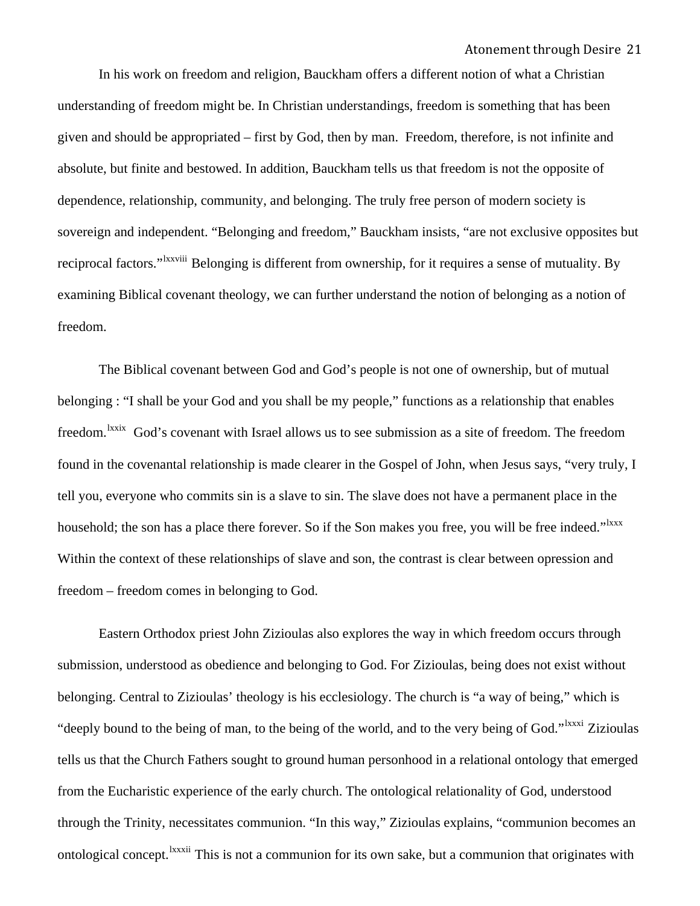In his work on freedom and religion, Bauckham offers a different notion of what a Christian understanding of freedom might be. In Christian understandings, freedom is something that has been given and should be appropriated – first by God, then by man.  Freedom, therefore, is not infinite and absolute, but finite and bestowed. In addition, Bauckham tells us that freedom is not the opposite of dependence, relationship, community, and belonging. The truly free person of modern society is sovereign and independent. "Belonging and freedom," Bauckham insists, "are not exclusive opposites but reciprocal factors."[lxxviii] Belonging is different from ownership, for it requires a sense of mutuality. By examining Biblical covenant theology, we can further understand the notion of belonging as a notion of freedom.

The Biblical covenant between God and God's people is not one of ownership, but of mutual belonging : "I shall be your God and you shall be my people," functions as a relationship that enables freedom.[lxxix]  God's covenant with Israel allows us to see submission as a site of freedom. The freedom found in the covenantal relationship is made clearer in the Gospel of John, when Jesus says, "very truly, I tell you, everyone who commits sin is a slave to sin. The slave does not have a permanent place in the household; the son has a place there forever. So if the Son makes you free, you will be free indeed."[lxxx] Within the context of these relationships of slave and son, the contrast is clear between opression and freedom – freedom comes in belonging to God.

Eastern Orthodox priest John Zizioulas also explores the way in which freedom occurs through submission, understood as obedience and belonging to God. For Zizioulas, being does not exist without belonging. Central to Zizioulas' theology is his ecclesiology. The church is "a way of being," which is "deeply bound to the being of man, to the being of the world, and to the very being of God."[lxxxi] Zizioulas tells us that the Church Fathers sought to ground human personhood in a relational ontology that emerged from the Eucharistic experience of the early church. The ontological relationality of God, understood through the Trinity, necessitates communion. "In this way," Zizioulas explains, "communion becomes an ontological concept.[lxxxii] This is not a communion for its own sake, but a communion that originates with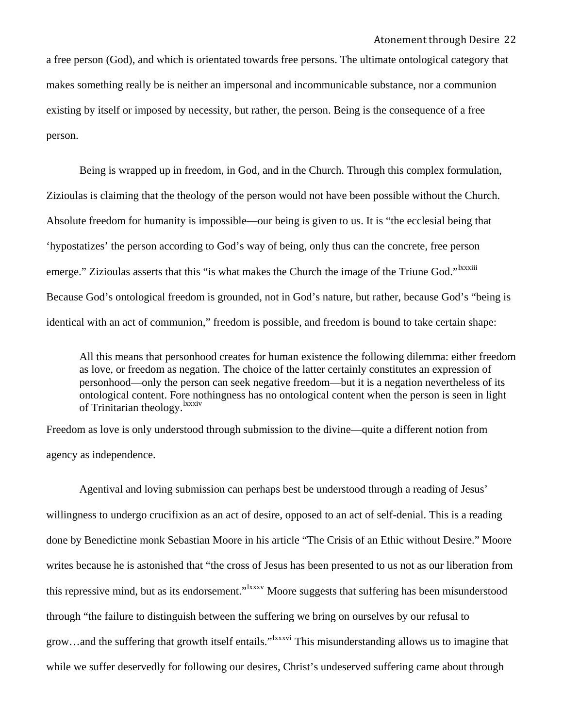a free person (God), and which is orientated towards free persons. The ultimate ontological category that makes something really be is neither an impersonal and incommunicable substance, nor a communion existing by itself or imposed by necessity, but rather, the person. Being is the consequence of a free person.

Being is wrapped up in freedom, in God, and in the Church. Through this complex formulation, Zizioulas is claiming that the theology of the person would not have been possible without the Church. Absolute freedom for humanity is impossible—our being is given to us. It is "the ecclesial being that 'hypostatizes' the person according to God's way of being, only thus can the concrete, free person emerge." Zizioulas asserts that this "is what makes the Church the image of the Triune God."[lxxxiii] Because God's ontological freedom is grounded, not in God's nature, but rather, because God's "being is identical with an act of communion," freedom is possible, and freedom is bound to take certain shape:

> All this means that personhood creates for human existence the following dilemma: either freedom as love, or freedom as negation. The choice of the latter certainly constitutes an expression of personhood—only the person can seek negative freedom—but it is a negation nevertheless of its ontological content. Fore nothingness has no ontological content when the person is seen in light of Trinitarian theology.[lxxxiv]

Freedom as love is only understood through submission to the divine—quite a different notion from agency as independence.

Agentival and loving submission can perhaps best be understood through a reading of Jesus' willingness to undergo crucifixion as an act of desire, opposed to an act of self-denial. This is a reading done by Benedictine monk Sebastian Moore in his article "The Crisis of an Ethic without Desire." Moore writes because he is astonished that "the cross of Jesus has been presented to us not as our liberation from this repressive mind, but as its endorsement."[lxxxv] Moore suggests that suffering has been misunderstood through "the failure to distinguish between the suffering we bring on ourselves by our refusal to grow…and the suffering that growth itself entails."[lxxxvi] This misunderstanding allows us to imagine that while we suffer deservedly for following our desires, Christ's undeserved suffering came about through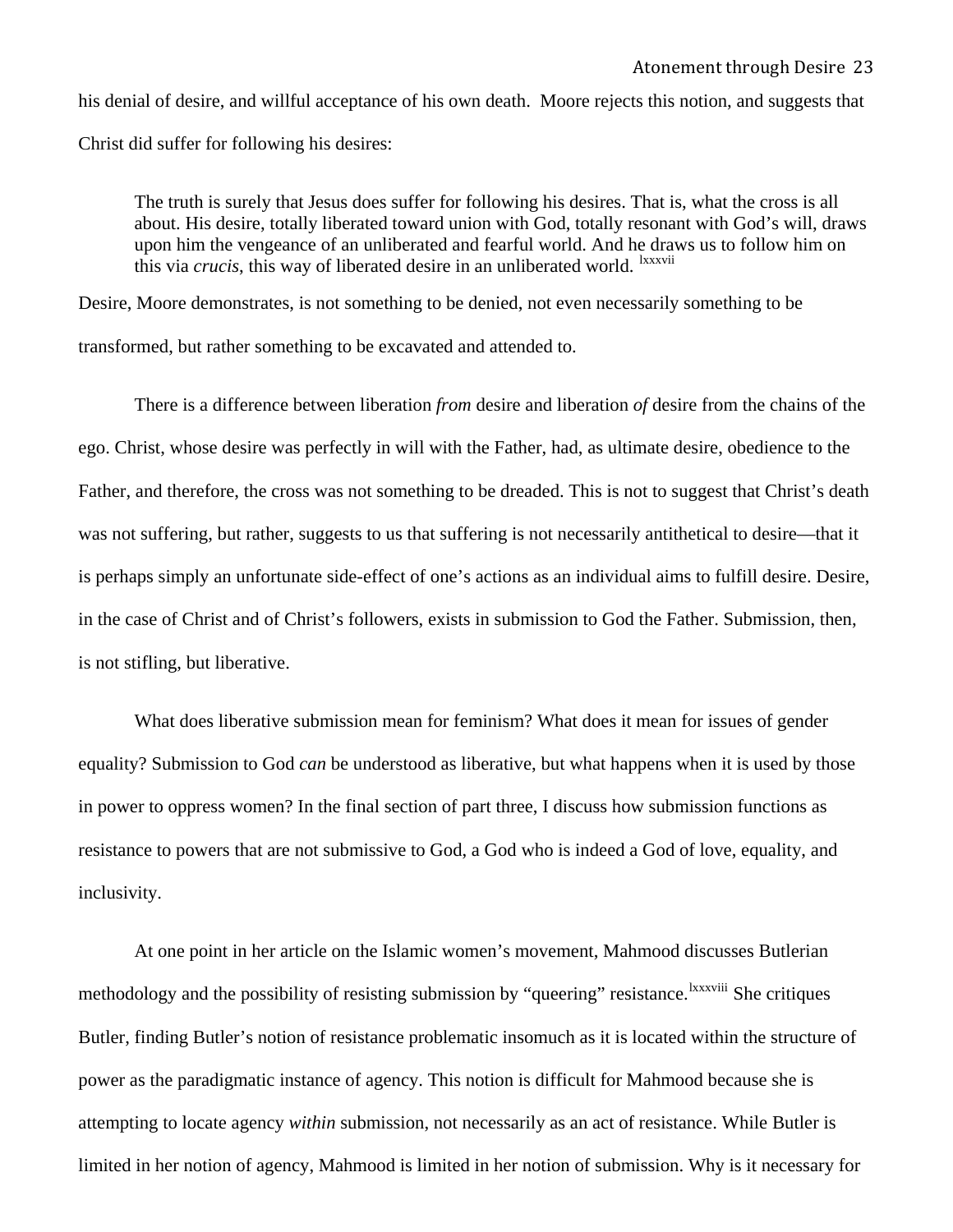his denial of desire, and willful acceptance of his own death. Moore rejects this notion, and suggests that Christ did suffer for following his desires:

> The truth is surely that Jesus does suffer for following his desires. That is, what the cross is all about. His desire, totally liberated toward union with God, totally resonant with God's will, draws upon him the vengeance of an unliberated and fearful world. And he draws us to follow him on this via *crucis*, this way of liberated desire in an unliberated world. [lxxxvii]

Desire, Moore demonstrates, is not something to be denied, not even necessarily something to be transformed, but rather something to be excavated and attended to.

There is a difference between liberation *from* desire and liberation *of* desire from the chains of the ego. Christ, whose desire was perfectly in will with the Father, had, as ultimate desire, obedience to the Father, and therefore, the cross was not something to be dreaded. This is not to suggest that Christ's death was not suffering, but rather, suggests to us that suffering is not necessarily antithetical to desire—that it is perhaps simply an unfortunate side-effect of one's actions as an individual aims to fulfill desire. Desire, in the case of Christ and of Christ's followers, exists in submission to God the Father. Submission, then, is not stifling, but liberative.

What does liberative submission mean for feminism? What does it mean for issues of gender equality? Submission to God *can* be understood as liberative, but what happens when it is used by those in power to oppress women? In the final section of part three, I discuss how submission functions as resistance to powers that are not submissive to God, a God who is indeed a God of love, equality, and inclusivity.

At one point in her article on the Islamic women's movement, Mahmood discusses Butlerian methodology and the possibility of resisting submission by "queering" resistance.[lxxxviii] She critiques Butler, finding Butler's notion of resistance problematic insomuch as it is located within the structure of power as the paradigmatic instance of agency. This notion is difficult for Mahmood because she is attempting to locate agency *within* submission, not necessarily as an act of resistance. While Butler is limited in her notion of agency, Mahmood is limited in her notion of submission. Why is it necessary for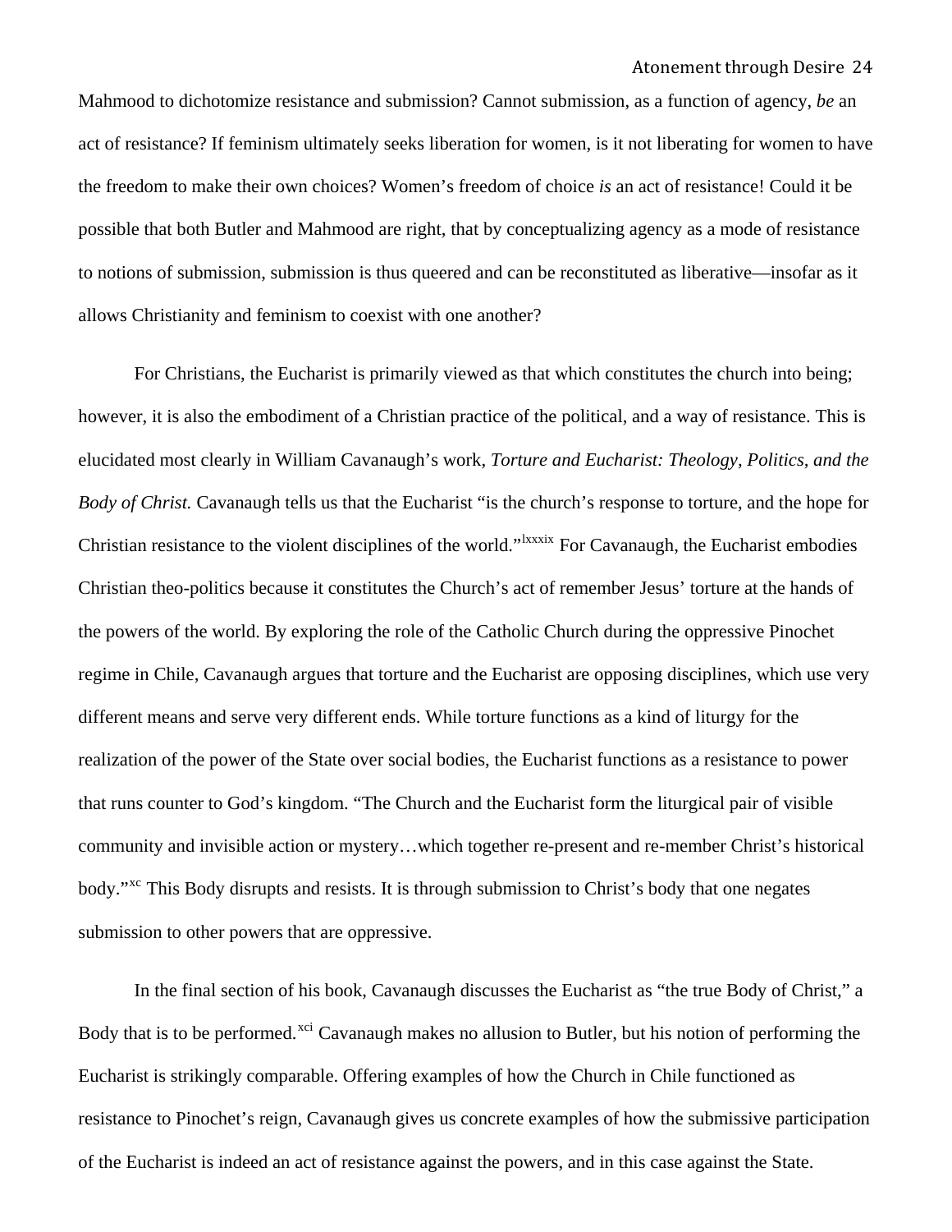Mahmood to dichotomize resistance and submission? Cannot submission, as a function of agency, *be* an act of resistance? If feminism ultimately seeks liberation for women, is it not liberating for women to have the freedom to make their own choices? Women's freedom of choice *is* an act of resistance! Could it be possible that both Butler and Mahmood are right, that by conceptualizing agency as a mode of resistance to notions of submission, submission is thus queered and can be reconstituted as liberative—insofar as it allows Christianity and feminism to coexist with one another?

For Christians, the Eucharist is primarily viewed as that which constitutes the church into being; however, it is also the embodiment of a Christian practice of the political, and a way of resistance. This is elucidated most clearly in William Cavanaugh's work, *Torture and Eucharist: Theology, Politics, and the Body of Christ.* Cavanaugh tells us that the Eucharist "is the church's response to torture, and the hope for Christian resistance to the violent disciplines of the world."[lxxxix] For Cavanaugh, the Eucharist embodies Christian theo-politics because it constitutes the Church's act of remember Jesus' torture at the hands of the powers of the world. By exploring the role of the Catholic Church during the oppressive Pinochet regime in Chile, Cavanaugh argues that torture and the Eucharist are opposing disciplines, which use very different means and serve very different ends. While torture functions as a kind of liturgy for the realization of the power of the State over social bodies, the Eucharist functions as a resistance to power that runs counter to God's kingdom. "The Church and the Eucharist form the liturgical pair of visible community and invisible action or mystery…which together re-present and re-member Christ's historical body."[xc] This Body disrupts and resists. It is through submission to Christ's body that one negates submission to other powers that are oppressive.

In the final section of his book, Cavanaugh discusses the Eucharist as "the true Body of Christ," a Body that is to be performed.[xci] Cavanaugh makes no allusion to Butler, but his notion of performing the Eucharist is strikingly comparable. Offering examples of how the Church in Chile functioned as resistance to Pinochet's reign, Cavanaugh gives us concrete examples of how the submissive participation of the Eucharist is indeed an act of resistance against the powers, and in this case against the State.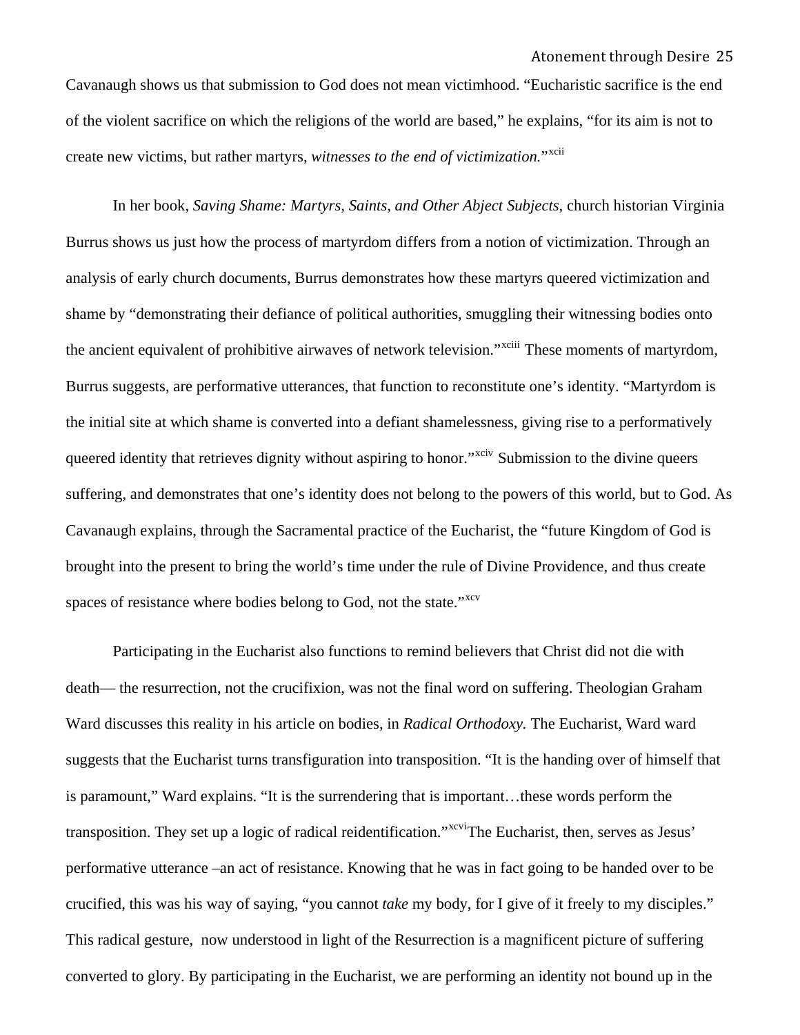Cavanaugh shows us that submission to God does not mean victimhood. “Eucharistic sacrifice is the end of the violent sacrifice on which the religions of the world are based,” he explains, “for its aim is not to create new victims, but rather martyrs, *witnesses to the end of victimization.*”[xcii]

In her book, *Saving Shame: Martyrs, Saints, and Other Abject Subjects*, church historian Virginia Burrus shows us just how the process of martyrdom differs from a notion of victimization. Through an analysis of early church documents, Burrus demonstrates how these martyrs queered victimization and shame by “demonstrating their defiance of political authorities, smuggling their witnessing bodies onto the ancient equivalent of prohibitive airwaves of network television.”[xciii] These moments of martyrdom, Burrus suggests, are performative utterances, that function to reconstitute one’s identity. “Martyrdom is the initial site at which shame is converted into a defiant shamelessness, giving rise to a performatively queered identity that retrieves dignity without aspiring to honor.”[xciv] Submission to the divine queers suffering, and demonstrates that one’s identity does not belong to the powers of this world, but to God. As Cavanaugh explains, through the Sacramental practice of the Eucharist, the “future Kingdom of God is brought into the present to bring the world’s time under the rule of Divine Providence, and thus create spaces of resistance where bodies belong to God, not the state.”[xcv]

Participating in the Eucharist also functions to remind believers that Christ did not die with death— the resurrection, not the crucifixion, was not the final word on suffering. Theologian Graham Ward discusses this reality in his article on bodies, in *Radical Orthodoxy.* The Eucharist, Ward ward suggests that the Eucharist turns transfiguration into transposition. “It is the handing over of himself that is paramount,” Ward explains. “It is the surrendering that is important…these words perform the transposition. They set up a logic of radical reidentification.”[xcvi]The Eucharist, then, serves as Jesus’ performative utterance –an act of resistance. Knowing that he was in fact going to be handed over to be crucified, this was his way of saying, “you cannot *take* my body, for I give of it freely to my disciples.” This radical gesture, now understood in light of the Resurrection is a magnificent picture of suffering converted to glory. By participating in the Eucharist, we are performing an identity not bound up in the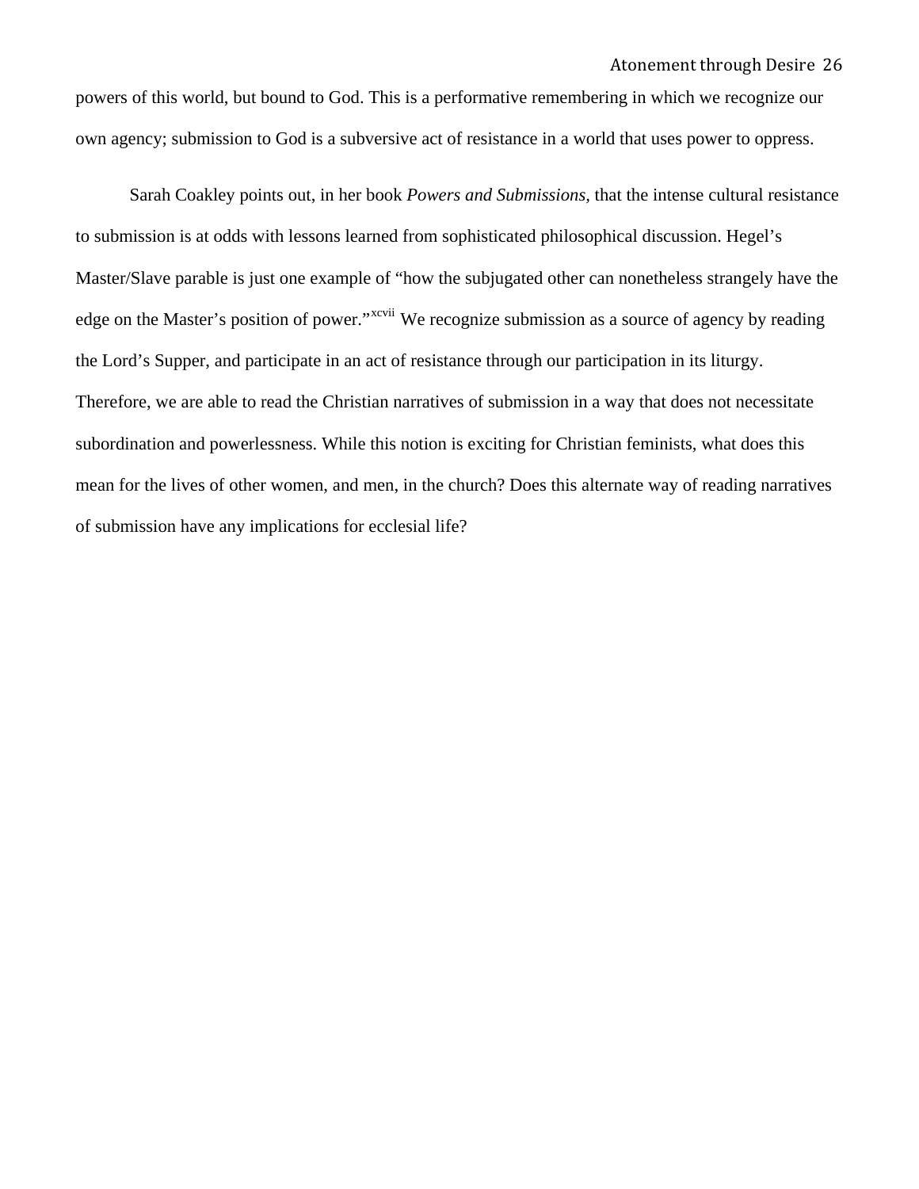powers of this world, but bound to God. This is a performative remembering in which we recognize our own agency; submission to God is a subversive act of resistance in a world that uses power to oppress.

Sarah Coakley points out, in her book *Powers and Submissions*, that the intense cultural resistance to submission is at odds with lessons learned from sophisticated philosophical discussion. Hegel's Master/Slave parable is just one example of "how the subjugated other can nonetheless strangely have the edge on the Master's position of power."[xcvii] We recognize submission as a source of agency by reading the Lord's Supper, and participate in an act of resistance through our participation in its liturgy. Therefore, we are able to read the Christian narratives of submission in a way that does not necessitate subordination and powerlessness. While this notion is exciting for Christian feminists, what does this mean for the lives of other women, and men, in the church? Does this alternate way of reading narratives of submission have any implications for ecclesial life?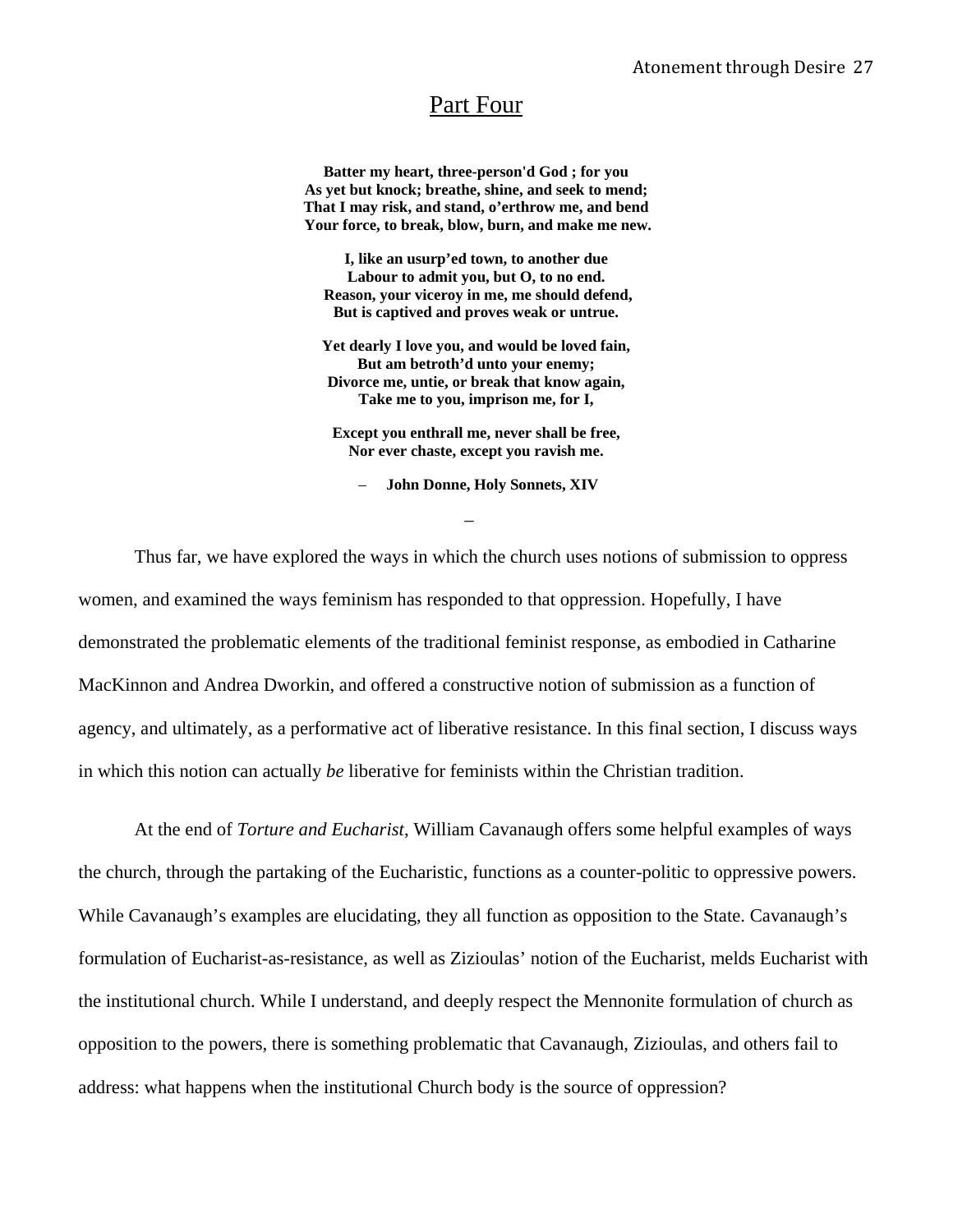## Part Four

**Batter my heart, three-person'd God ; for you**
**As yet but knock; breathe, shine, and seek to mend;**
**That I may risk, and stand, o'erthrow me, and bend**
**Your force, to break, blow, burn, and make me new.**

**I, like an usurp'ed town, to another due**
**Labour to admit you, but O, to no end.**
**Reason, your viceroy in me, me should defend,**
**But is captived and proves weak or untrue.**

**Yet dearly I love you, and would be loved fain,**
**But am betroth'd unto your enemy;**
**Divorce me, untie, or break that know again,**
**Take me to you, imprison me, for I,**

**Except you enthrall me, never shall be free,**
**Nor ever chaste, except you ravish me.**

– **John Donne, Holy Sonnets, XIV**

–

Thus far, we have explored the ways in which the church uses notions of submission to oppress women, and examined the ways feminism has responded to that oppression. Hopefully, I have demonstrated the problematic elements of the traditional feminist response, as embodied in Catharine MacKinnon and Andrea Dworkin, and offered a constructive notion of submission as a function of agency, and ultimately, as a performative act of liberative resistance. In this final section, I discuss ways in which this notion can actually *be* liberative for feminists within the Christian tradition.

At the end of *Torture and Eucharist*, William Cavanaugh offers some helpful examples of ways the church, through the partaking of the Eucharistic, functions as a counter-politic to oppressive powers. While Cavanaugh's examples are elucidating, they all function as opposition to the State. Cavanaugh's formulation of Eucharist-as-resistance, as well as Zizioulas' notion of the Eucharist, melds Eucharist with the institutional church. While I understand, and deeply respect the Mennonite formulation of church as opposition to the powers, there is something problematic that Cavanaugh, Zizioulas, and others fail to address: what happens when the institutional Church body is the source of oppression?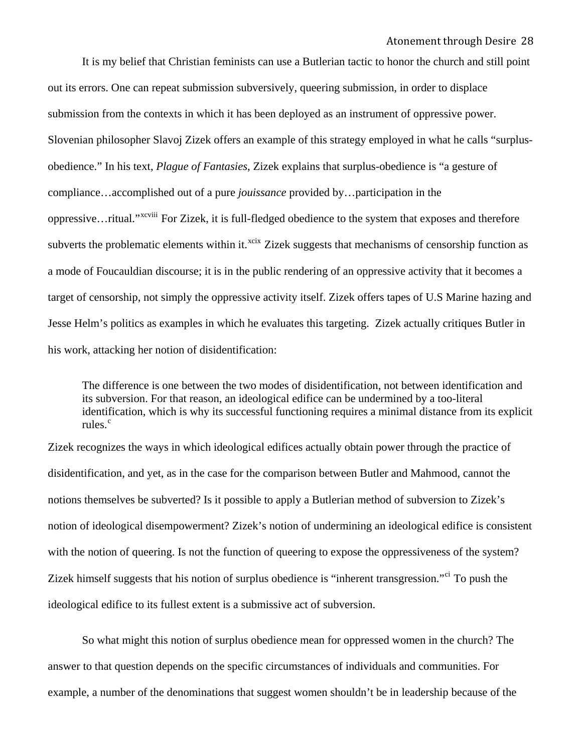It is my belief that Christian feminists can use a Butlerian tactic to honor the church and still point out its errors. One can repeat submission subversively, queering submission, in order to displace submission from the contexts in which it has been deployed as an instrument of oppressive power. Slovenian philosopher Slavoj Zizek offers an example of this strategy employed in what he calls "surplus-obedience." In his text, *Plague of Fantasies*, Zizek explains that surplus-obedience is "a gesture of compliance…accomplished out of a pure *jouissance* provided by…participation in the oppressive…ritual."[xcviii] For Zizek, it is full-fledged obedience to the system that exposes and therefore subverts the problematic elements within it.[xcix] Zizek suggests that mechanisms of censorship function as a mode of Foucauldian discourse; it is in the public rendering of an oppressive activity that it becomes a target of censorship, not simply the oppressive activity itself. Zizek offers tapes of U.S Marine hazing and Jesse Helm's politics as examples in which he evaluates this targeting. Zizek actually critiques Butler in his work, attacking her notion of disidentification:

> The difference is one between the two modes of disidentification, not between identification and its subversion. For that reason, an ideological edifice can be undermined by a too-literal identification, which is why its successful functioning requires a minimal distance from its explicit rules.[c]

Zizek recognizes the ways in which ideological edifices actually obtain power through the practice of disidentification, and yet, as in the case for the comparison between Butler and Mahmood, cannot the notions themselves be subverted? Is it possible to apply a Butlerian method of subversion to Zizek's notion of ideological disempowerment? Zizek's notion of undermining an ideological edifice is consistent with the notion of queering. Is not the function of queering to expose the oppressiveness of the system? Zizek himself suggests that his notion of surplus obedience is "inherent transgression."[ci] To push the ideological edifice to its fullest extent is a submissive act of subversion.

So what might this notion of surplus obedience mean for oppressed women in the church? The answer to that question depends on the specific circumstances of individuals and communities. For example, a number of the denominations that suggest women shouldn't be in leadership because of the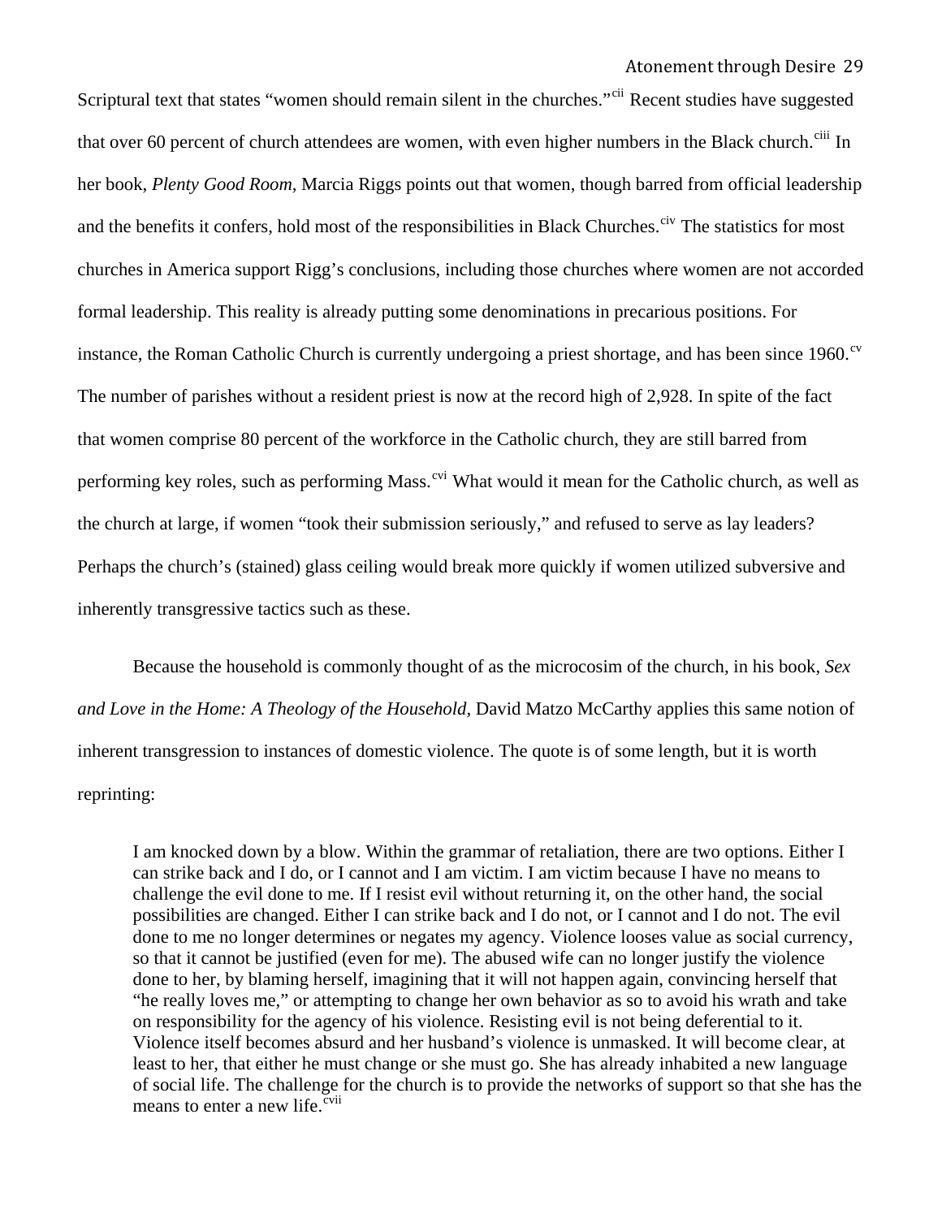Scriptural text that states “women should remain silent in the churches.”[cii] Recent studies have suggested that over 60 percent of church attendees are women, with even higher numbers in the Black church.[ciii] In her book, *Plenty Good Room*, Marcia Riggs points out that women, though barred from official leadership and the benefits it confers, hold most of the responsibilities in Black Churches.[civ] The statistics for most churches in America support Rigg’s conclusions, including those churches where women are not accorded formal leadership. This reality is already putting some denominations in precarious positions. For instance, the Roman Catholic Church is currently undergoing a priest shortage, and has been since 1960.[cv] The number of parishes without a resident priest is now at the record high of 2,928. In spite of the fact that women comprise 80 percent of the workforce in the Catholic church, they are still barred from performing key roles, such as performing Mass.[cvi] What would it mean for the Catholic church, as well as the church at large, if women “took their submission seriously,” and refused to serve as lay leaders? Perhaps the church’s (stained) glass ceiling would break more quickly if women utilized subversive and inherently transgressive tactics such as these.

Because the household is commonly thought of as the microcosim of the church, in his book, *Sex and Love in the Home: A Theology of the Household*, David Matzo McCarthy applies this same notion of inherent transgression to instances of domestic violence. The quote is of some length, but it is worth reprinting:

> I am knocked down by a blow. Within the grammar of retaliation, there are two options. Either I can strike back and I do, or I cannot and I am victim. I am victim because I have no means to challenge the evil done to me. If I resist evil without returning it, on the other hand, the social possibilities are changed. Either I can strike back and I do not, or I cannot and I do not. The evil done to me no longer determines or negates my agency. Violence looses value as social currency, so that it cannot be justified (even for me). The abused wife can no longer justify the violence done to her, by blaming herself, imagining that it will not happen again, convincing herself that “he really loves me,” or attempting to change her own behavior as so to avoid his wrath and take on responsibility for the agency of his violence. Resisting evil is not being deferential to it. Violence itself becomes absurd and her husband’s violence is unmasked. It will become clear, at least to her, that either he must change or she must go. She has already inhabited a new language of social life. The challenge for the church is to provide the networks of support so that she has the means to enter a new life.[cvii]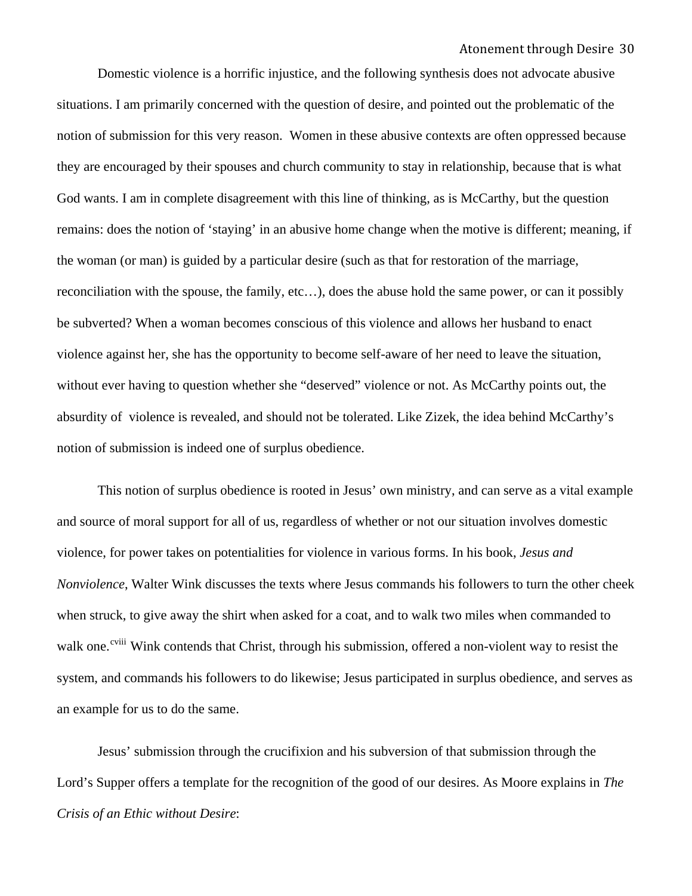Domestic violence is a horrific injustice, and the following synthesis does not advocate abusive situations. I am primarily concerned with the question of desire, and pointed out the problematic of the notion of submission for this very reason. Women in these abusive contexts are often oppressed because they are encouraged by their spouses and church community to stay in relationship, because that is what God wants. I am in complete disagreement with this line of thinking, as is McCarthy, but the question remains: does the notion of 'staying' in an abusive home change when the motive is different; meaning, if the woman (or man) is guided by a particular desire (such as that for restoration of the marriage, reconciliation with the spouse, the family, etc…), does the abuse hold the same power, or can it possibly be subverted? When a woman becomes conscious of this violence and allows her husband to enact violence against her, she has the opportunity to become self-aware of her need to leave the situation, without ever having to question whether she "deserved" violence or not. As McCarthy points out, the absurdity of violence is revealed, and should not be tolerated. Like Zizek, the idea behind McCarthy's notion of submission is indeed one of surplus obedience.

This notion of surplus obedience is rooted in Jesus' own ministry, and can serve as a vital example and source of moral support for all of us, regardless of whether or not our situation involves domestic violence, for power takes on potentialities for violence in various forms. In his book, *Jesus and Nonviolence*, Walter Wink discusses the texts where Jesus commands his followers to turn the other cheek when struck, to give away the shirt when asked for a coat, and to walk two miles when commanded to walk one.[cviii] Wink contends that Christ, through his submission, offered a non-violent way to resist the system, and commands his followers to do likewise; Jesus participated in surplus obedience, and serves as an example for us to do the same.

Jesus' submission through the crucifixion and his subversion of that submission through the Lord's Supper offers a template for the recognition of the good of our desires. As Moore explains in *The Crisis of an Ethic without Desire*: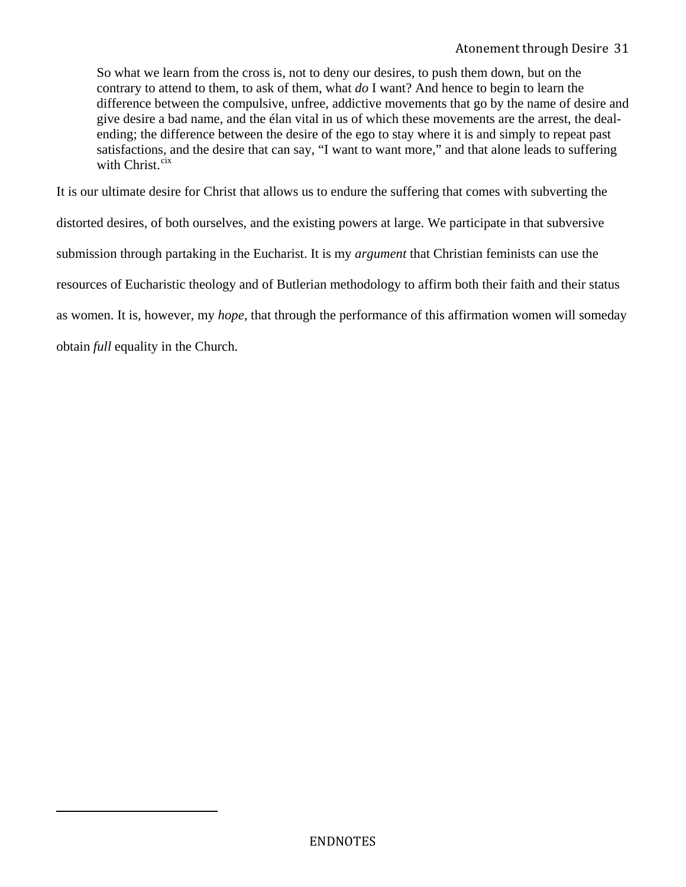> So what we learn from the cross is, not to deny our desires, to push them down, but on the contrary to attend to them, to ask of them, what *do* I want? And hence to begin to learn the difference between the compulsive, unfree, addictive movements that go by the name of desire and give desire a bad name, and the élan vital in us of which these movements are the arrest, the deal-ending; the difference between the desire of the ego to stay where it is and simply to repeat past satisfactions, and the desire that can say, "I want to want more," and that alone leads to suffering with Christ.[cix]

It is our ultimate desire for Christ that allows us to endure the suffering that comes with subverting the distorted desires, of both ourselves, and the existing powers at large. We participate in that subversive submission through partaking in the Eucharist. It is my *argument* that Christian feminists can use the resources of Eucharistic theology and of Butlerian methodology to affirm both their faith and their status as women. It is, however, my *hope*, that through the performance of this affirmation women will someday obtain *full* equality in the Church.

---

ENDNOTES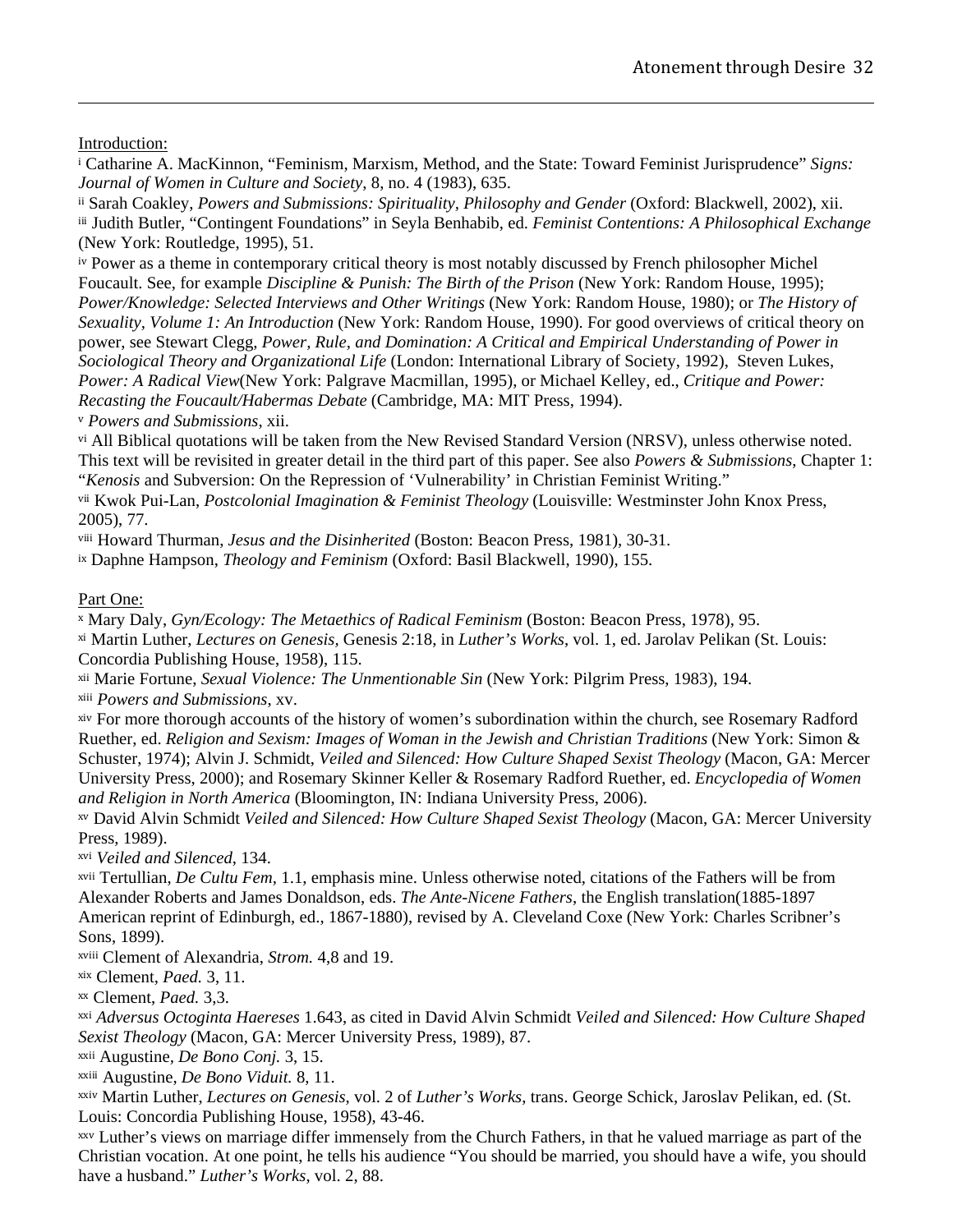<u>Introduction:</u>

[i] Catharine A. MacKinnon, "Feminism, Marxism, Method, and the State: Toward Feminist Jurisprudence" *Signs: Journal of Women in Culture and Society*, 8, no. 4 (1983), 635.

[ii] Sarah Coakley, *Powers and Submissions: Spirituality, Philosophy and Gender* (Oxford: Blackwell, 2002), xii.

[iii] Judith Butler, "Contingent Foundations" in Seyla Benhabib, ed. *Feminist Contentions: A Philosophical Exchange* (New York: Routledge, 1995), 51.

[iv] Power as a theme in contemporary critical theory is most notably discussed by French philosopher Michel Foucault. See, for example *Discipline & Punish: The Birth of the Prison* (New York: Random House, 1995); *Power/Knowledge: Selected Interviews and Other Writings* (New York: Random House, 1980); or *The History of Sexuality, Volume 1: An Introduction* (New York: Random House, 1990). For good overviews of critical theory on power, see Stewart Clegg, *Power, Rule, and Domination: A Critical and Empirical Understanding of Power in Sociological Theory and Organizational Life* (London: International Library of Society, 1992), Steven Lukes, *Power: A Radical View*(New York: Palgrave Macmillan, 1995), or Michael Kelley, ed., *Critique and Power: Recasting the Foucault/Habermas Debate* (Cambridge, MA: MIT Press, 1994).

[v] *Powers and Submissions*, xii.

[vi] All Biblical quotations will be taken from the New Revised Standard Version (NRSV), unless otherwise noted. This text will be revisited in greater detail in the third part of this paper. See also *Powers & Submissions*, Chapter 1: "*Kenosis* and Subversion: On the Repression of 'Vulnerability' in Christian Feminist Writing."

[vii] Kwok Pui-Lan, *Postcolonial Imagination & Feminist Theology* (Louisville: Westminster John Knox Press, 2005), 77.

[viii] Howard Thurman, *Jesus and the Disinherited* (Boston: Beacon Press, 1981), 30-31.

[ix] Daphne Hampson, *Theology and Feminism* (Oxford: Basil Blackwell, 1990), 155.

<u>Part One:</u>

[x] Mary Daly, *Gyn/Ecology: The Metaethics of Radical Feminism* (Boston: Beacon Press, 1978), 95.

[xi] Martin Luther, *Lectures on Genesis*, Genesis 2:18, in *Luther's Works*, vol. 1, ed. Jarolav Pelikan (St. Louis: Concordia Publishing House, 1958), 115.

[xii] Marie Fortune, *Sexual Violence: The Unmentionable Sin* (New York: Pilgrim Press, 1983), 194.

[xiii] *Powers and Submissions*, xv.

[xiv] For more thorough accounts of the history of women's subordination within the church, see Rosemary Radford Ruether, ed. *Religion and Sexism: Images of Woman in the Jewish and Christian Traditions* (New York: Simon & Schuster, 1974); Alvin J. Schmidt, *Veiled and Silenced: How Culture Shaped Sexist Theology* (Macon, GA: Mercer University Press, 2000); and Rosemary Skinner Keller & Rosemary Radford Ruether, ed. *Encyclopedia of Women and Religion in North America* (Bloomington, IN: Indiana University Press, 2006).

[xv] David Alvin Schmidt *Veiled and Silenced: How Culture Shaped Sexist Theology* (Macon, GA: Mercer University Press, 1989).

[xvi] *Veiled and Silenced*, 134.

[xvii] Tertullian, *De Cultu Fem*, 1.1, emphasis mine. Unless otherwise noted, citations of the Fathers will be from Alexander Roberts and James Donaldson, eds. *The Ante-Nicene Fathers*, the English translation(1885-1897 American reprint of Edinburgh, ed., 1867-1880), revised by A. Cleveland Coxe (New York: Charles Scribner's Sons, 1899).

[xviii] Clement of Alexandria, *Strom.* 4,8 and 19.

[xix] Clement, *Paed.* 3, 11.

[xx] Clement, *Paed.* 3,3.

[xxi] *Adversus Octoginta Haereses* 1.643, as cited in David Alvin Schmidt *Veiled and Silenced: How Culture Shaped Sexist Theology* (Macon, GA: Mercer University Press, 1989), 87.

[xxii] Augustine, *De Bono Conj.* 3, 15.

[xxiii] Augustine, *De Bono Viduit.* 8, 11.

[xxiv] Martin Luther, *Lectures on Genesis*, vol. 2 of *Luther's Works*, trans. George Schick, Jaroslav Pelikan, ed. (St. Louis: Concordia Publishing House, 1958), 43-46.

[xxv] Luther's views on marriage differ immensely from the Church Fathers, in that he valued marriage as part of the Christian vocation. At one point, he tells his audience "You should be married, you should have a wife, you should have a husband." *Luther's Works*, vol. 2, 88.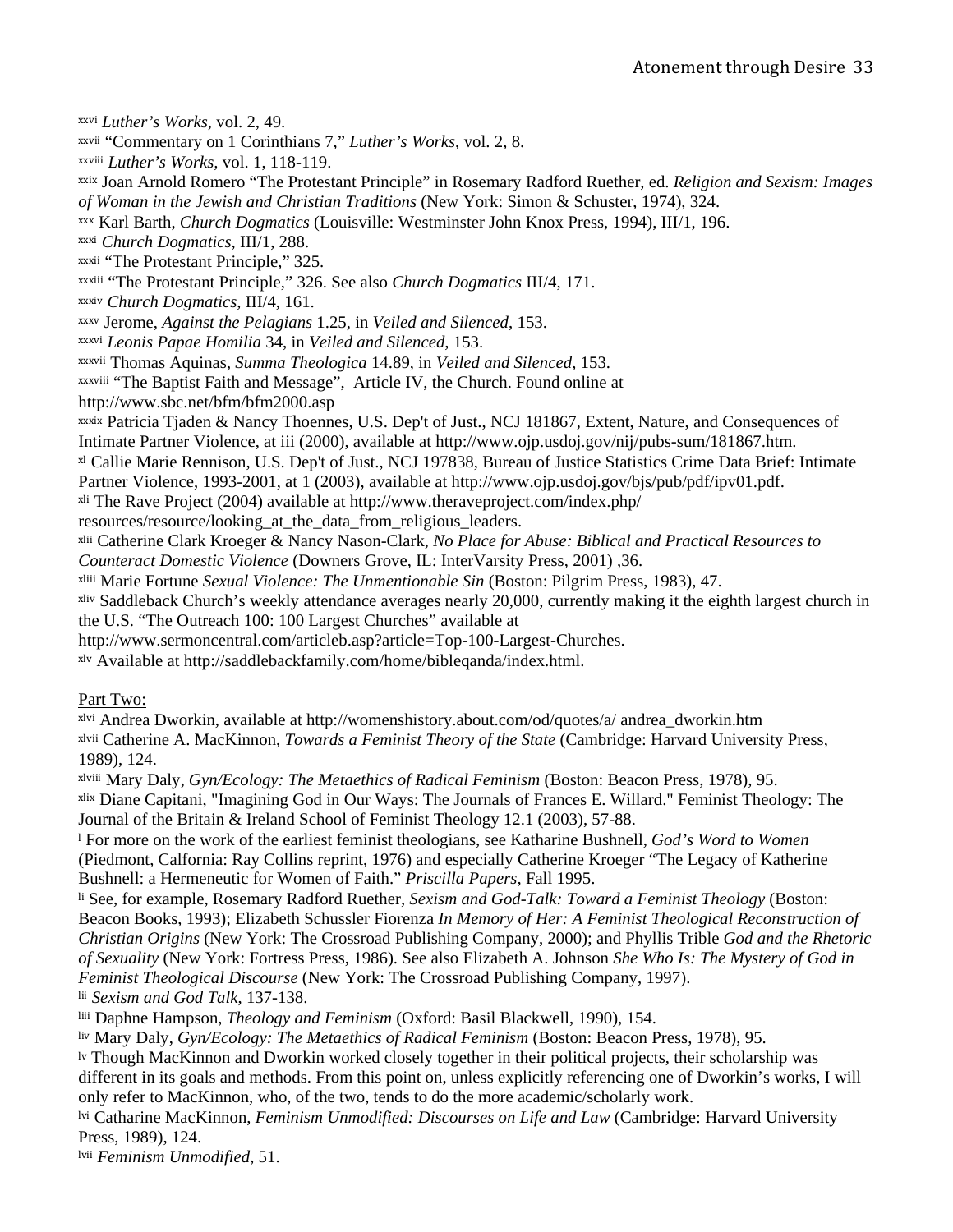[xxvi] *Luther's Works*, vol. 2, 49.
[xxvii] "Commentary on 1 Corinthians 7," *Luther's Works*, vol. 2, 8.
[xxviii] *Luther's Works,* vol. 1, 118-119.
[xxix] Joan Arnold Romero "The Protestant Principle" in Rosemary Radford Ruether, ed. *Religion and Sexism: Images of Woman in the Jewish and Christian Traditions* (New York: Simon & Schuster, 1974), 324.
[xxx] Karl Barth, *Church Dogmatics* (Louisville: Westminster John Knox Press, 1994), III/1, 196.
[xxxi] *Church Dogmatics*, III/1, 288.
[xxxii] "The Protestant Principle," 325.
[xxxiii] "The Protestant Principle," 326. See also *Church Dogmatics* III/4, 171.
[xxxiv] *Church Dogmatics*, III/4, 161.
[xxxv] Jerome, *Against the Pelagians* 1.25, in *Veiled and Silenced*, 153.
[xxxvi] *Leonis Papae Homilia* 34, in *Veiled and Silenced*, 153.
[xxxvii] Thomas Aquinas, *Summa Theologica* 14.89, in *Veiled and Silenced*, 153.
[xxxviii] "The Baptist Faith and Message", Article IV, the Church. Found online at http://www.sbc.net/bfm/bfm2000.asp
[xxxix] Patricia Tjaden & Nancy Thoennes, U.S. Dep't of Just., NCJ 181867, Extent, Nature, and Consequences of Intimate Partner Violence, at iii (2000), available at http://www.ojp.usdoj.gov/nij/pubs-sum/181867.htm.
[xl] Callie Marie Rennison, U.S. Dep't of Just., NCJ 197838, Bureau of Justice Statistics Crime Data Brief: Intimate Partner Violence, 1993-2001, at 1 (2003), available at http://www.ojp.usdoj.gov/bjs/pub/pdf/ipv01.pdf.
[xli] The Rave Project (2004) available at http://www.theraveproject.com/index.php/resources/resource/looking_at_the_data_from_religious_leaders.
[xlii] Catherine Clark Kroeger & Nancy Nason-Clark, *No Place for Abuse: Biblical and Practical Resources to Counteract Domestic Violence* (Downers Grove, IL: InterVarsity Press, 2001) ,36.
[xliii] Marie Fortune *Sexual Violence: The Unmentionable Sin* (Boston: Pilgrim Press, 1983), 47.
[xliv] Saddleback Church's weekly attendance averages nearly 20,000, currently making it the eighth largest church in the U.S. "The Outreach 100: 100 Largest Churches" available at http://www.sermoncentral.com/articleb.asp?article=Top-100-Largest-Churches.
[xlv] Available at http://saddlebackfamily.com/home/bibleqanda/index.html.

Part Two:

[xlvi] Andrea Dworkin, available at http://womenshistory.about.com/od/quotes/a/ andrea_dworkin.htm
[xlvii] Catherine A. MacKinnon, *Towards a Feminist Theory of the State* (Cambridge: Harvard University Press, 1989), 124.
[xlviii] Mary Daly, *Gyn/Ecology: The Metaethics of Radical Feminism* (Boston: Beacon Press, 1978), 95.
[xlix] Diane Capitani, "Imagining God in Our Ways: The Journals of Frances E. Willard." Feminist Theology: The Journal of the Britain & Ireland School of Feminist Theology 12.1 (2003), 57-88.
[l] For more on the work of the earliest feminist theologians, see Katharine Bushnell, *God's Word to Women* (Piedmont, Calfornia: Ray Collins reprint, 1976) and especially Catherine Kroeger "The Legacy of Katherine Bushnell: a Hermeneutic for Women of Faith." *Priscilla Papers*, Fall 1995.
[li] See, for example, Rosemary Radford Ruether, *Sexism and God-Talk: Toward a Feminist Theology* (Boston: Beacon Books, 1993); Elizabeth Schussler Fiorenza *In Memory of Her: A Feminist Theological Reconstruction of Christian Origins* (New York: The Crossroad Publishing Company, 2000); and Phyllis Trible *God and the Rhetoric of Sexuality* (New York: Fortress Press, 1986). See also Elizabeth A. Johnson *She Who Is: The Mystery of God in Feminist Theological Discourse* (New York: The Crossroad Publishing Company, 1997).
[lii] *Sexism and God Talk*, 137-138.
[liii] Daphne Hampson, *Theology and Feminism* (Oxford: Basil Blackwell, 1990), 154.
[liv] Mary Daly, *Gyn/Ecology: The Metaethics of Radical Feminism* (Boston: Beacon Press, 1978), 95.
[lv] Though MacKinnon and Dworkin worked closely together in their political projects, their scholarship was different in its goals and methods. From this point on, unless explicitly referencing one of Dworkin's works, I will only refer to MacKinnon, who, of the two, tends to do the more academic/scholarly work.
[lvi] Catharine MacKinnon, *Feminism Unmodified: Discourses on Life and Law* (Cambridge: Harvard University Press, 1989), 124.
[lvii] *Feminism Unmodified*, 51.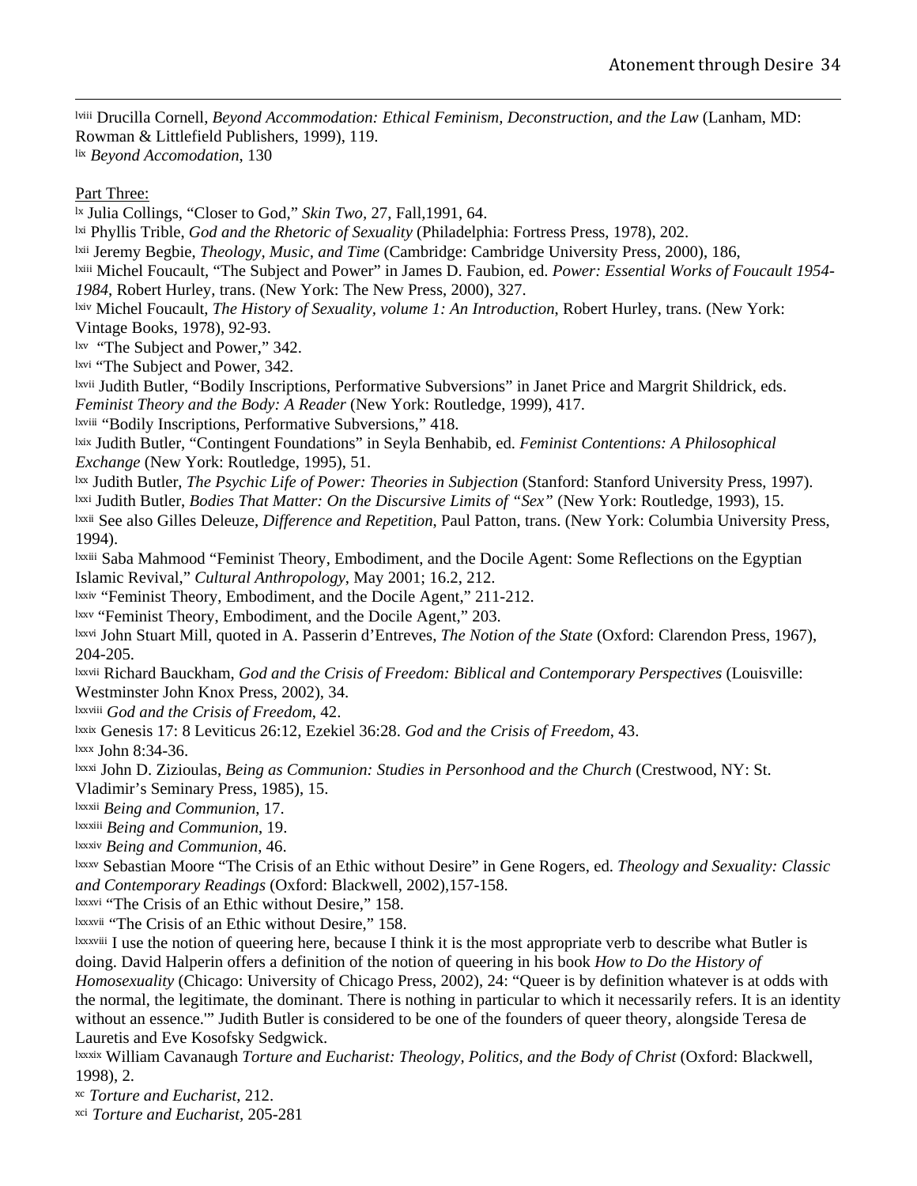[lviii] Drucilla Cornell, *Beyond Accommodation: Ethical Feminism, Deconstruction, and the Law* (Lanham, MD: Rowman & Littlefield Publishers, 1999), 119.

[lix] *Beyond Accomodation*, 130

Part Three:

[lx] Julia Collings, "Closer to God," *Skin Two*, 27, Fall,1991, 64.

[lxi] Phyllis Trible, *God and the Rhetoric of Sexuality* (Philadelphia: Fortress Press, 1978), 202.

[lxii] Jeremy Begbie, *Theology, Music, and Time* (Cambridge: Cambridge University Press, 2000), 186,

[lxiii] Michel Foucault, "The Subject and Power" in James D. Faubion, ed. *Power: Essential Works of Foucault 1954-1984*, Robert Hurley, trans. (New York: The New Press, 2000), 327.

[lxiv] Michel Foucault, *The History of Sexuality, volume 1: An Introduction*, Robert Hurley, trans. (New York: Vintage Books, 1978), 92-93.

[lxv] "The Subject and Power," 342.

[lxvi] "The Subject and Power, 342.

[lxvii] Judith Butler, "Bodily Inscriptions, Performative Subversions" in Janet Price and Margrit Shildrick, eds. *Feminist Theory and the Body: A Reader* (New York: Routledge, 1999), 417.

[lxviii] "Bodily Inscriptions, Performative Subversions," 418.

[lxix] Judith Butler, "Contingent Foundations" in Seyla Benhabib, ed. *Feminist Contentions: A Philosophical Exchange* (New York: Routledge, 1995), 51.

[lxx] Judith Butler, *The Psychic Life of Power: Theories in Subjection* (Stanford: Stanford University Press, 1997).

[lxxi] Judith Butler, *Bodies That Matter: On the Discursive Limits of "Sex"* (New York: Routledge, 1993), 15.

[lxxii] See also Gilles Deleuze, *Difference and Repetition*, Paul Patton, trans. (New York: Columbia University Press, 1994).

[lxxiii] Saba Mahmood "Feminist Theory, Embodiment, and the Docile Agent: Some Reflections on the Egyptian Islamic Revival," *Cultural Anthropology*, May 2001; 16.2, 212.

[lxxiv] "Feminist Theory, Embodiment, and the Docile Agent," 211-212.

[lxxv] "Feminist Theory, Embodiment, and the Docile Agent," 203.

[lxxvi] John Stuart Mill, quoted in A. Passerin d'Entreves, *The Notion of the State* (Oxford: Clarendon Press, 1967), 204-205.

[lxxvii] Richard Bauckham, *God and the Crisis of Freedom: Biblical and Contemporary Perspectives* (Louisville: Westminster John Knox Press, 2002), 34.

[lxxviii] *God and the Crisis of Freedom*, 42.

[lxxix] Genesis 17: 8 Leviticus 26:12, Ezekiel 36:28. *God and the Crisis of Freedom*, 43.

[lxxx] John 8:34-36.

[lxxxi] John D. Zizioulas, *Being as Communion: Studies in Personhood and the Church* (Crestwood, NY: St. Vladimir's Seminary Press, 1985), 15.

[lxxxii] *Being and Communion*, 17.

[lxxxiii] *Being and Communion*, 19.

[lxxxiv] *Being and Communion*, 46.

[lxxxv] Sebastian Moore "The Crisis of an Ethic without Desire" in Gene Rogers, ed. *Theology and Sexuality: Classic and Contemporary Readings* (Oxford: Blackwell, 2002),157-158.

[lxxxvi] "The Crisis of an Ethic without Desire," 158.

[lxxxvii] "The Crisis of an Ethic without Desire," 158.

[lxxxviii] I use the notion of queering here, because I think it is the most appropriate verb to describe what Butler is doing. David Halperin offers a definition of the notion of queering in his book *How to Do the History of Homosexuality* (Chicago: University of Chicago Press, 2002), 24: "Queer is by definition whatever is at odds with the normal, the legitimate, the dominant. There is nothing in particular to which it necessarily refers. It is an identity without an essence.'" Judith Butler is considered to be one of the founders of queer theory, alongside Teresa de Lauretis and Eve Kosofsky Sedgwick.

[lxxxix] William Cavanaugh *Torture and Eucharist: Theology, Politics, and the Body of Christ* (Oxford: Blackwell, 1998), 2.

[xc] *Torture and Eucharist*, 212.

[xci] *Torture and Eucharist*, 205-281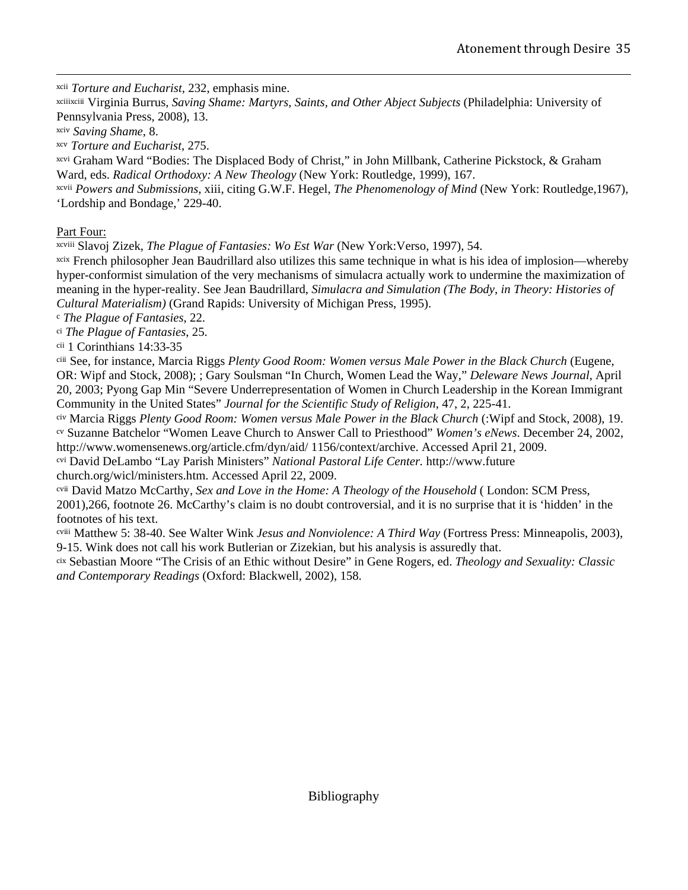[xcii] *Torture and Eucharist*, 232, emphasis mine.

[xciiixciii] Virginia Burrus, *Saving Shame: Martyrs, Saints, and Other Abject Subjects* (Philadelphia: University of Pennsylvania Press, 2008), 13.

[xciv] *Saving Shame*, 8.

[xcv] *Torture and Eucharist*, 275.

[xcvi] Graham Ward "Bodies: The Displaced Body of Christ," in John Millbank, Catherine Pickstock, & Graham Ward, eds. *Radical Orthodoxy: A New Theology* (New York: Routledge, 1999), 167.

[xcvii] *Powers and Submissions*, xiii, citing G.W.F. Hegel, *The Phenomenology of Mind* (New York: Routledge,1967), 'Lordship and Bondage,' 229-40.

Part Four:

[xcviii] Slavoj Zizek, *The Plague of Fantasies: Wo Est War* (New York:Verso, 1997), 54.

[xcix] French philosopher Jean Baudrillard also utilizes this same technique in what is his idea of implosion—whereby hyper-conformist simulation of the very mechanisms of simulacra actually work to undermine the maximization of meaning in the hyper-reality. See Jean Baudrillard, *Simulacra and Simulation (The Body, in Theory: Histories of Cultural Materialism)* (Grand Rapids: University of Michigan Press, 1995).

[c] *The Plague of Fantasies*, 22.

[ci] *The Plague of Fantasies*, 25.

[cii] 1 Corinthians 14:33-35

[ciii] See, for instance, Marcia Riggs *Plenty Good Room: Women versus Male Power in the Black Church* (Eugene, OR: Wipf and Stock, 2008); ; Gary Soulsman "In Church, Women Lead the Way," *Deleware News Journal*, April 20, 2003; Pyong Gap Min "Severe Underrepresentation of Women in Church Leadership in the Korean Immigrant Community in the United States" *Journal for the Scientific Study of Religion*, 47, 2, 225-41.

[civ] Marcia Riggs *Plenty Good Room: Women versus Male Power in the Black Church* (:Wipf and Stock, 2008), 19.

[cv] Suzanne Batchelor "Women Leave Church to Answer Call to Priesthood" *Women's eNews*. December 24, 2002, http://www.womensenews.org/article.cfm/dyn/aid/ 1156/context/archive. Accessed April 21, 2009.

[cvi] David DeLambo "Lay Parish Ministers" *National Pastoral Life Center.* http://www.future church.org/wicl/ministers.htm. Accessed April 22, 2009.

[cvii] David Matzo McCarthy, *Sex and Love in the Home: A Theology of the Household* ( London: SCM Press, 2001),266, footnote 26. McCarthy's claim is no doubt controversial, and it is no surprise that it is 'hidden' in the footnotes of his text.

[cviii] Matthew 5: 38-40. See Walter Wink *Jesus and Nonviolence: A Third Way* (Fortress Press: Minneapolis, 2003), 9-15. Wink does not call his work Butlerian or Zizekian, but his analysis is assuredly that.

[cix] Sebastian Moore "The Crisis of an Ethic without Desire" in Gene Rogers, ed. *Theology and Sexuality: Classic and Contemporary Readings* (Oxford: Blackwell, 2002), 158.

# Bibliography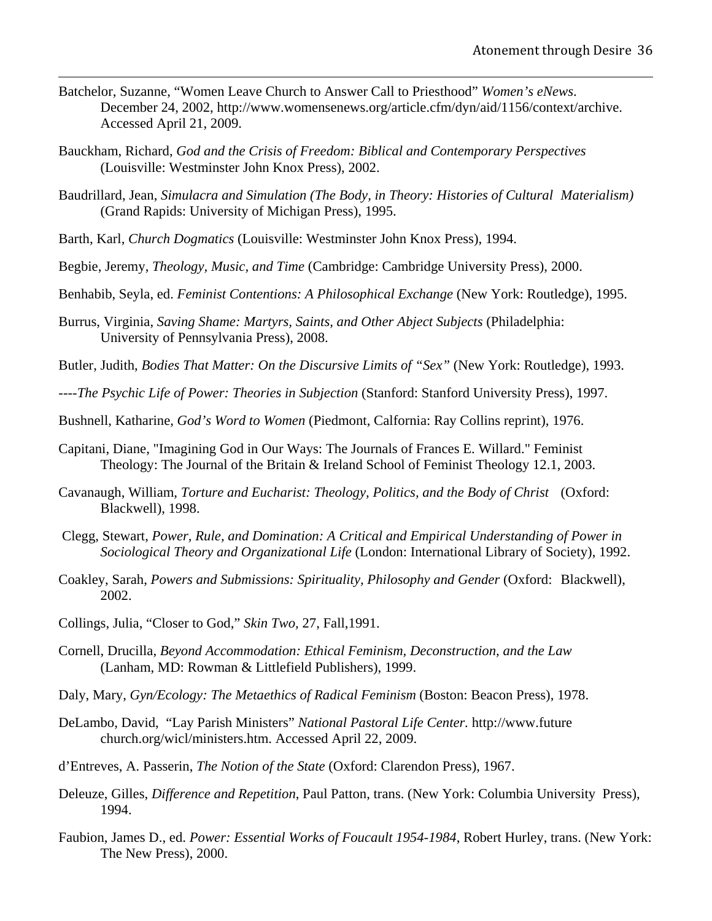Batchelor, Suzanne, "Women Leave Church to Answer Call to Priesthood" *Women's eNews.* December 24, 2002, http://www.womensenews.org/article.cfm/dyn/aid/1156/context/archive. Accessed April 21, 2009.

Bauckham, Richard, *God and the Crisis of Freedom: Biblical and Contemporary Perspectives* (Louisville: Westminster John Knox Press), 2002.

Baudrillard, Jean, *Simulacra and Simulation (The Body, in Theory: Histories of Cultural Materialism)* (Grand Rapids: University of Michigan Press), 1995.

Barth, Karl, *Church Dogmatics* (Louisville: Westminster John Knox Press), 1994.

Begbie, Jeremy, *Theology, Music, and Time* (Cambridge: Cambridge University Press), 2000.

Benhabib, Seyla, ed. *Feminist Contentions: A Philosophical Exchange* (New York: Routledge), 1995.

Burrus, Virginia, *Saving Shame: Martyrs, Saints, and Other Abject Subjects* (Philadelphia: University of Pennsylvania Press), 2008.

Butler, Judith, *Bodies That Matter: On the Discursive Limits of "Sex"* (New York: Routledge), 1993.

----*The Psychic Life of Power: Theories in Subjection* (Stanford: Stanford University Press), 1997.

Bushnell, Katharine, *God's Word to Women* (Piedmont, Calfornia: Ray Collins reprint), 1976.

Capitani, Diane, "Imagining God in Our Ways: The Journals of Frances E. Willard." Feminist Theology: The Journal of the Britain & Ireland School of Feminist Theology 12.1, 2003.

Cavanaugh, William, *Torture and Eucharist: Theology, Politics, and the Body of Christ* (Oxford: Blackwell), 1998.

Clegg, Stewart, *Power, Rule, and Domination: A Critical and Empirical Understanding of Power in Sociological Theory and Organizational Life* (London: International Library of Society), 1992.

Coakley, Sarah, *Powers and Submissions: Spirituality, Philosophy and Gender* (Oxford: Blackwell), 2002.

Collings, Julia, "Closer to God," *Skin Two,* 27, Fall,1991.

Cornell, Drucilla, *Beyond Accommodation: Ethical Feminism, Deconstruction, and the Law* (Lanham, MD: Rowman & Littlefield Publishers), 1999.

Daly, Mary, *Gyn/Ecology: The Metaethics of Radical Feminism* (Boston: Beacon Press), 1978.

DeLambo, David, "Lay Parish Ministers" *National Pastoral Life Center.* http://www.future church.org/wicl/ministers.htm. Accessed April 22, 2009.

d'Entreves, A. Passerin, *The Notion of the State* (Oxford: Clarendon Press), 1967.

Deleuze, Gilles, *Difference and Repetition*, Paul Patton, trans. (New York: Columbia University Press), 1994.

Faubion, James D., ed. *Power: Essential Works of Foucault 1954-1984*, Robert Hurley, trans. (New York: The New Press), 2000.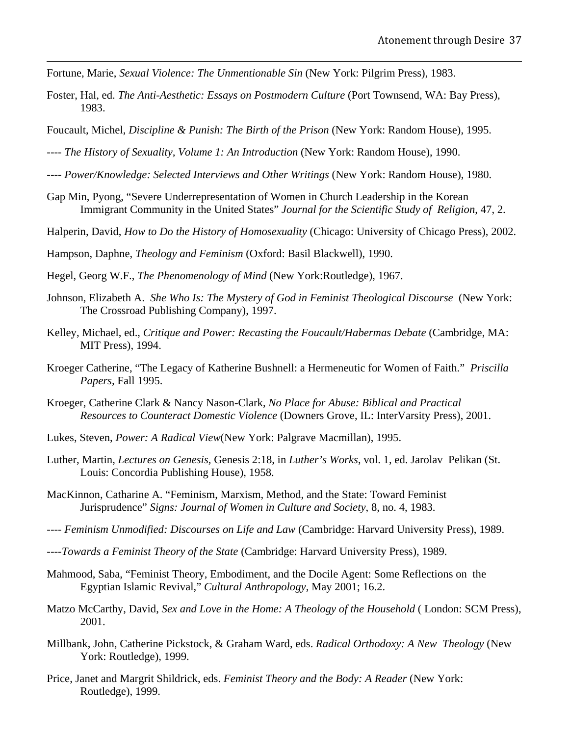Fortune, Marie, *Sexual Violence: The Unmentionable Sin* (New York: Pilgrim Press), 1983.

Foster, Hal, ed. *The Anti-Aesthetic: Essays on Postmodern Culture* (Port Townsend, WA: Bay Press), 1983.

Foucault, Michel, *Discipline & Punish: The Birth of the Prison* (New York: Random House), 1995.

---- *The History of Sexuality, Volume 1: An Introduction* (New York: Random House), 1990.

---- *Power/Knowledge: Selected Interviews and Other Writings* (New York: Random House), 1980.

Gap Min, Pyong, "Severe Underrepresentation of Women in Church Leadership in the Korean Immigrant Community in the United States" *Journal for the Scientific Study of Religion*, 47, 2.

Halperin, David, *How to Do the History of Homosexuality* (Chicago: University of Chicago Press), 2002.

Hampson, Daphne, *Theology and Feminism* (Oxford: Basil Blackwell), 1990.

Hegel, Georg W.F., *The Phenomenology of Mind* (New York:Routledge), 1967.

Johnson, Elizabeth A. *She Who Is: The Mystery of God in Feminist Theological Discourse* (New York: The Crossroad Publishing Company), 1997.

Kelley, Michael, ed., *Critique and Power: Recasting the Foucault/Habermas Debate* (Cambridge, MA: MIT Press), 1994.

Kroeger Catherine, "The Legacy of Katherine Bushnell: a Hermeneutic for Women of Faith." *Priscilla Papers*, Fall 1995.

Kroeger, Catherine Clark & Nancy Nason-Clark, *No Place for Abuse: Biblical and Practical Resources to Counteract Domestic Violence* (Downers Grove, IL: InterVarsity Press), 2001.

Lukes, Steven, *Power: A Radical View*(New York: Palgrave Macmillan), 1995.

Luther, Martin, *Lectures on Genesis,* Genesis 2:18, in *Luther's Works*, vol. 1, ed. Jarolav Pelikan (St. Louis: Concordia Publishing House), 1958.

MacKinnon, Catharine A. "Feminism, Marxism, Method, and the State: Toward Feminist Jurisprudence" *Signs: Journal of Women in Culture and Society*, 8, no. 4, 1983.

---- *Feminism Unmodified: Discourses on Life and Law* (Cambridge: Harvard University Press), 1989.

----*Towards a Feminist Theory of the State* (Cambridge: Harvard University Press), 1989.

Mahmood, Saba, "Feminist Theory, Embodiment, and the Docile Agent: Some Reflections on the Egyptian Islamic Revival," *Cultural Anthropology*, May 2001; 16.2.

Matzo McCarthy, David, *Sex and Love in the Home: A Theology of the Household* ( London: SCM Press), 2001.

Millbank, John, Catherine Pickstock, & Graham Ward, eds. *Radical Orthodoxy: A New Theology* (New York: Routledge), 1999.

Price, Janet and Margrit Shildrick, eds. *Feminist Theory and the Body: A Reader* (New York: Routledge), 1999.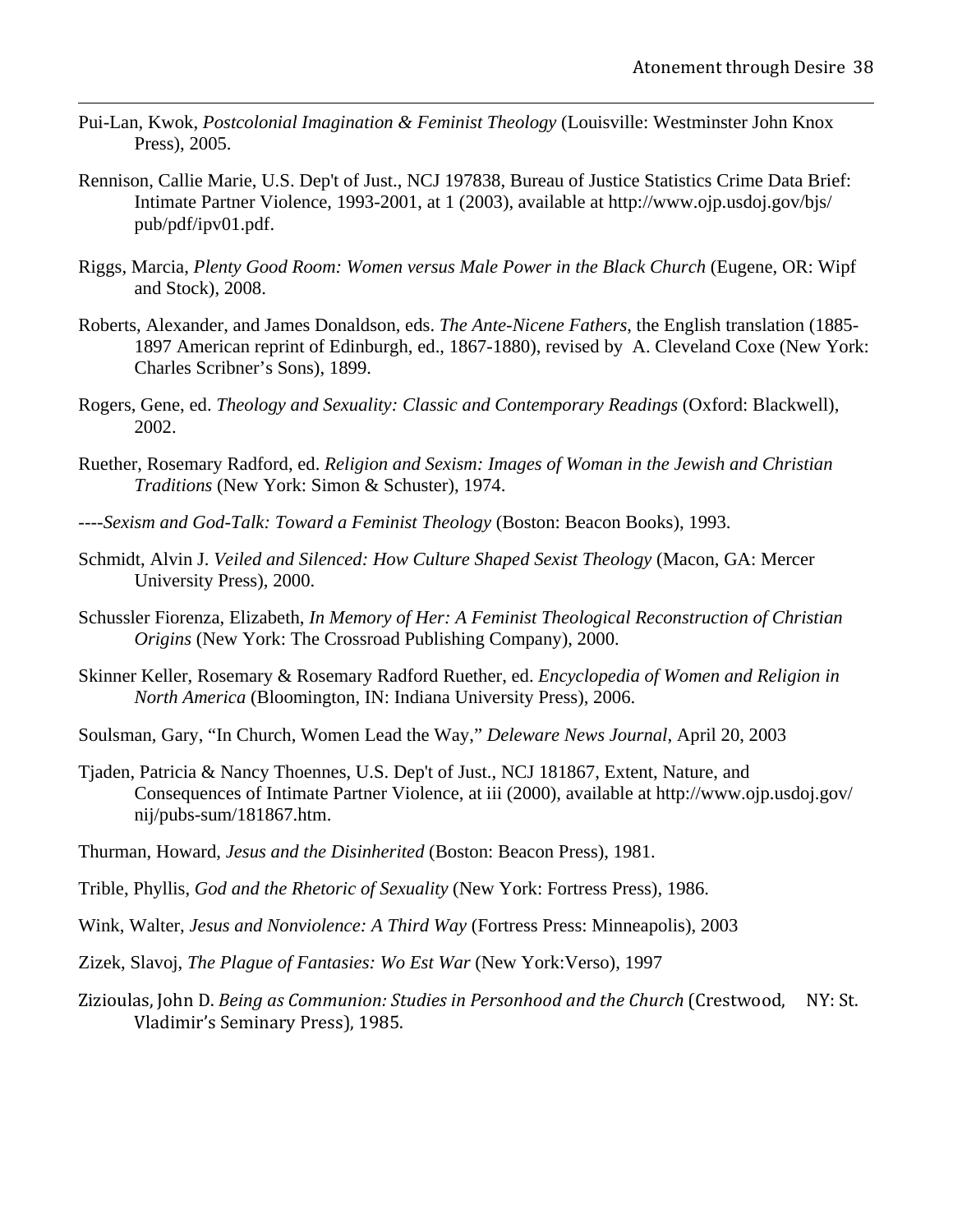Pui-Lan, Kwok, *Postcolonial Imagination & Feminist Theology* (Louisville: Westminster John Knox Press), 2005.

Rennison, Callie Marie, U.S. Dep't of Just., NCJ 197838, Bureau of Justice Statistics Crime Data Brief: Intimate Partner Violence, 1993-2001, at 1 (2003), available at http://www.ojp.usdoj.gov/bjs/pub/pdf/ipv01.pdf.

Riggs, Marcia, *Plenty Good Room: Women versus Male Power in the Black Church* (Eugene, OR: Wipf and Stock), 2008.

Roberts, Alexander, and James Donaldson, eds. *The Ante-Nicene Fathers*, the English translation (1885-1897 American reprint of Edinburgh, ed., 1867-1880), revised by A. Cleveland Coxe (New York: Charles Scribner's Sons), 1899.

Rogers, Gene, ed. *Theology and Sexuality: Classic and Contemporary Readings* (Oxford: Blackwell), 2002.

Ruether, Rosemary Radford, ed. *Religion and Sexism: Images of Woman in the Jewish and Christian Traditions* (New York: Simon & Schuster), 1974.

----*Sexism and God-Talk: Toward a Feminist Theology* (Boston: Beacon Books), 1993.

Schmidt, Alvin J. *Veiled and Silenced: How Culture Shaped Sexist Theology* (Macon, GA: Mercer University Press), 2000.

Schussler Fiorenza, Elizabeth, *In Memory of Her: A Feminist Theological Reconstruction of Christian Origins* (New York: The Crossroad Publishing Company), 2000.

Skinner Keller, Rosemary & Rosemary Radford Ruether, ed. *Encyclopedia of Women and Religion in North America* (Bloomington, IN: Indiana University Press), 2006.

Soulsman, Gary, "In Church, Women Lead the Way," *Deleware News Journal*, April 20, 2003

Tjaden, Patricia & Nancy Thoennes, U.S. Dep't of Just., NCJ 181867, Extent, Nature, and Consequences of Intimate Partner Violence, at iii (2000), available at http://www.ojp.usdoj.gov/nij/pubs-sum/181867.htm.

Thurman, Howard, *Jesus and the Disinherited* (Boston: Beacon Press), 1981.

Trible, Phyllis, *God and the Rhetoric of Sexuality* (New York: Fortress Press), 1986.

Wink, Walter, *Jesus and Nonviolence: A Third Way* (Fortress Press: Minneapolis), 2003

Zizek, Slavoj, *The Plague of Fantasies: Wo Est War* (New York:Verso), 1997

Zizioulas, John D. *Being as Communion: Studies in Personhood and the Church* (Crestwood, NY: St. Vladimir's Seminary Press), 1985.